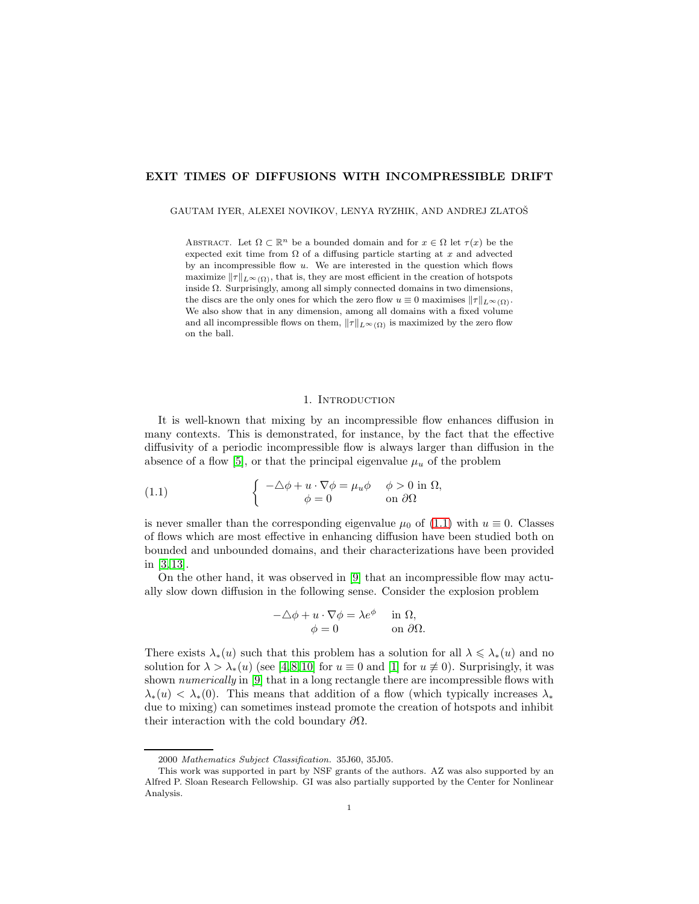# EXIT TIMES OF DIFFUSIONS WITH INCOMPRESSIBLE DRIFT

GAUTAM IYER, ALEXEI NOVIKOV, LENYA RYZHIK, AND ANDREJ ZLATOŠ

ABSTRACT. Let $\Omega \subset \mathbb{R}^n$ be a bounded domain and for $x \in \Omega$ let $\tau(x)$ be the expected exit time from $\Omega$ of a diffusing particle starting at $x$ and advected by an incompressible flow $u$. We are interested in the question which flows maximize $\|\tau\|_{L^\infty(\Omega)}$, that is, they are most efficient in the creation of hotspots inside $\Omega$. Surprisingly, among all simply connected domains in two dimensions, the discs are the only ones for which the zero flow $u \equiv 0$ maximises $\|\tau\|_{L^\infty(\Omega)}$. We also show that in any dimension, among all domains with a fixed volume and all incompressible flows on them, $\|\tau\|_{L^\infty(\Omega)}$ is maximized by the zero flow on the ball.

## 1. Introduction

It is well-known that mixing by an incompressible flow enhances diffusion in many contexts. This is demonstrated, for instance, by the fact that the effective diffusivity of a periodic incompressible flow is always larger than diffusion in the absence of a flow [5], or that the principal eigenvalue $\mu_u$ of the problem

$$
\begin{cases} -\triangle\phi + u\cdot\nabla\phi = \mu_u\phi & \phi > 0 \text{ in } \Omega, \\ \phi = 0 & \text{on } \partial\Omega \end{cases} \tag{1.1}
$$

is never smaller than the corresponding eigenvalue $\mu_0$ of (1.1) with $u \equiv 0$. Classes of flows which are most effective in enhancing diffusion have been studied both on bounded and unbounded domains, and their characterizations have been provided in [3,13].

On the other hand, it was observed in [9] that an incompressible flow may actually slow down diffusion in the following sense. Consider the explosion problem

$$
\begin{aligned} -\triangle\phi + u\cdot\nabla\phi &= \lambda e^{\phi} && \text{in } \Omega, \\ \phi &= 0 && \text{on } \partial\Omega. \end{aligned}
$$

There exists $\lambda_*(u)$ such that this problem has a solution for all $\lambda \leqslant \lambda_*(u)$ and no solution for $\lambda > \lambda_*(u)$ (see [4,8,10] for $u \equiv 0$ and [1] for $u \not\equiv 0$). Surprisingly, it was shown *numerically* in [9] that in a long rectangle there are incompressible flows with $\lambda_*(u) < \lambda_*(0)$. This means that addition of a flow (which typically increases $\lambda_*$ due to mixing) can sometimes instead promote the creation of hotspots and inhibit their interaction with the cold boundary $\partial\Omega$.

---

2000 *Mathematics Subject Classification.* 35J60, 35J05.

This work was supported in part by NSF grants of the authors. AZ was also supported by an Alfred P. Sloan Research Fellowship. GI was also partially supported by the Center for Nonlinear Analysis.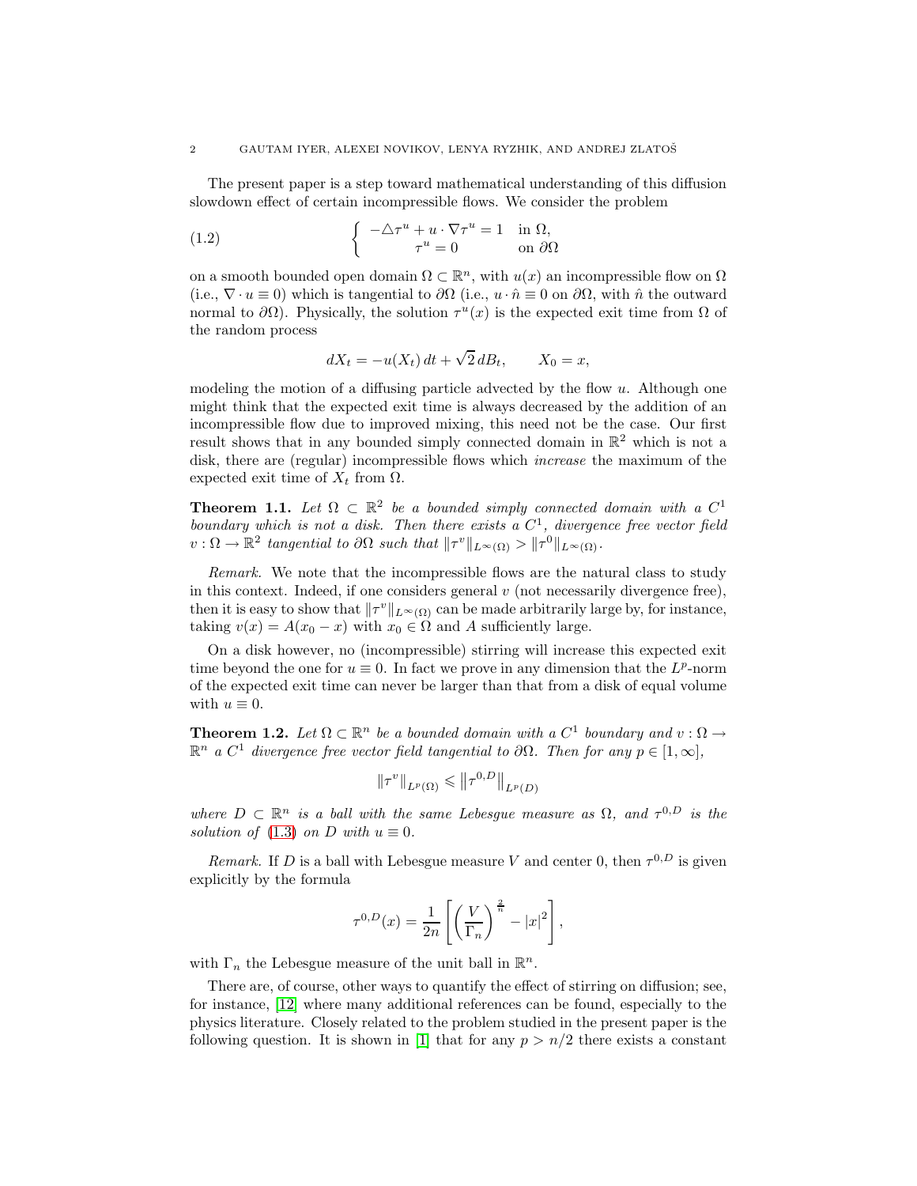The present paper is a step toward mathematical understanding of this diffusion slowdown effect of certain incompressible flows. We consider the problem

$$
\left\{
\begin{array}{rl}
-\triangle \tau^u + u \cdot \nabla \tau^u = 1 & \text{in } \Omega, \\
\tau^u = 0 & \text{on } \partial\Omega
\end{array}
\right.
\tag{1.2}
$$

on a smooth bounded open domain $\Omega \subset \mathbb{R}^n$, with $u(x)$ an incompressible flow on $\Omega$ (i.e., $\nabla \cdot u \equiv 0$) which is tangential to $\partial\Omega$ (i.e., $u \cdot \hat{n} \equiv 0$ on $\partial\Omega$, with $\hat{n}$ the outward normal to $\partial\Omega$). Physically, the solution $\tau^u(x)$ is the expected exit time from $\Omega$ of the random process

$$
dX_t = -u(X_t)\, dt + \sqrt{2}\, dB_t, \qquad X_0 = x,
$$

modeling the motion of a diffusing particle advected by the flow $u$. Although one might think that the expected exit time is always decreased by the addition of an incompressible flow due to improved mixing, this need not be the case. Our first result shows that in any bounded simply connected domain in $\mathbb{R}^2$ which is not a disk, there are (regular) incompressible flows which *increase* the maximum of the expected exit time of $X_t$ from $\Omega$.

**Theorem 1.1.** *Let $\Omega \subset \mathbb{R}^2$ be a bounded simply connected domain with a $C^1$ boundary which is not a disk. Then there exists a $C^1$, divergence free vector field $v : \Omega \to \mathbb{R}^2$ tangential to $\partial\Omega$ such that $\|\tau^v\|_{L^\infty(\Omega)} > \|\tau^0\|_{L^\infty(\Omega)}$.*

*Remark.* We note that the incompressible flows are the natural class to study in this context. Indeed, if one considers general $v$ (not necessarily divergence free), then it is easy to show that $\|\tau^v\|_{L^\infty(\Omega)}$ can be made arbitrarily large by, for instance, taking $v(x) = A(x_0 - x)$ with $x_0 \in \Omega$ and $A$ sufficiently large.

On a disk however, no (incompressible) stirring will increase this expected exit time beyond the one for $u \equiv 0$. In fact we prove in any dimension that the $L^p$-norm of the expected exit time can never be larger than that from a disk of equal volume with $u \equiv 0$.

**Theorem 1.2.** *Let $\Omega \subset \mathbb{R}^n$ be a bounded domain with a $C^1$ boundary and $v : \Omega \to \mathbb{R}^n$ a $C^1$ divergence free vector field tangential to $\partial\Omega$. Then for any $p \in [1, \infty]$,*

$$
\|\tau^v\|_{L^p(\Omega)} \leqslant \left\|\tau^{0,D}\right\|_{L^p(D)}
$$

*where $D \subset \mathbb{R}^n$ is a ball with the same Lebesgue measure as $\Omega$, and $\tau^{0,D}$ is the solution of (1.3) on $D$ with $u \equiv 0$.*

*Remark.* If $D$ is a ball with Lebesgue measure $V$ and center 0, then $\tau^{0,D}$ is given explicitly by the formula

$$
\tau^{0,D}(x) = \frac{1}{2n}\left[\left(\frac{V}{\Gamma_n}\right)^{\frac{2}{n}} - |x|^2\right],
$$

with $\Gamma_n$ the Lebesgue measure of the unit ball in $\mathbb{R}^n$.

There are, of course, other ways to quantify the effect of stirring on diffusion; see, for instance, [12] where many additional references can be found, especially to the physics literature. Closely related to the problem studied in the present paper is the following question. It is shown in [1] that for any $p > n/2$ there exists a constant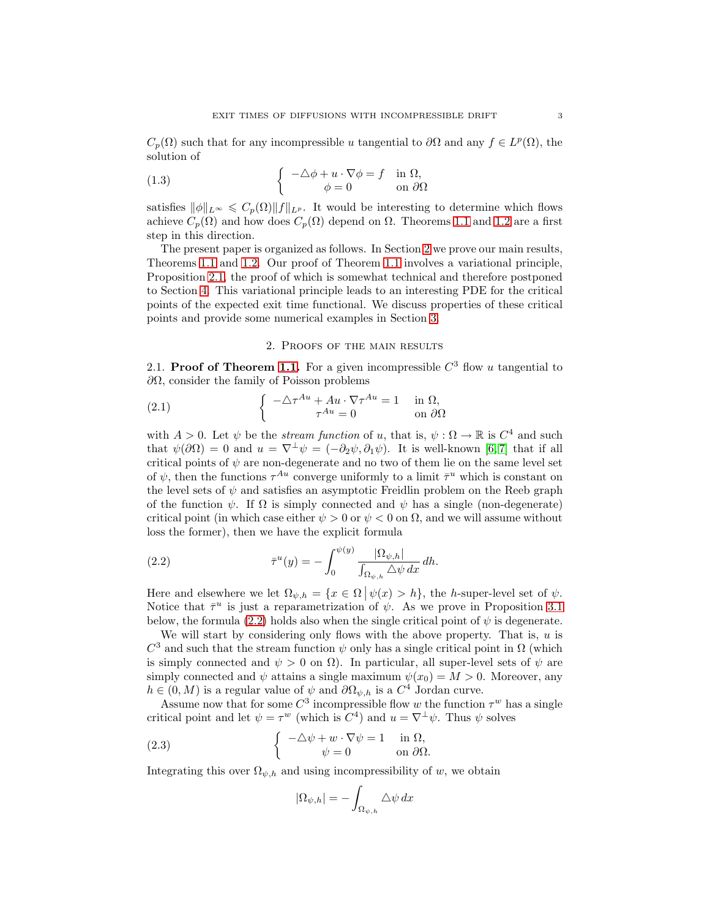$C_p(\Omega)$ such that for any incompressible $u$ tangential to $\partial\Omega$ and any $f \in L^p(\Omega)$, the solution of

$$
\begin{cases} -\triangle\phi + u\cdot\nabla\phi = f & \text{in } \Omega, \\ \phi = 0 & \text{on } \partial\Omega \end{cases} \tag{1.3}
$$

satisfies $\|\phi\|_{L^\infty} \leqslant C_p(\Omega)\|f\|_{L^p}$. It would be interesting to determine which flows achieve $C_p(\Omega)$ and how does $C_p(\Omega)$ depend on $\Omega$. Theorems 1.1 and 1.2 are a first step in this direction.

The present paper is organized as follows. In Section 2 we prove our main results, Theorems 1.1 and 1.2. Our proof of Theorem 1.1 involves a variational principle, Proposition 2.1, the proof of which is somewhat technical and therefore postponed to Section 4. This variational principle leads to an interesting PDE for the critical points of the expected exit time functional. We discuss properties of these critical points and provide some numerical examples in Section 3.

## 2. Proofs of the main results

2.1. **Proof of Theorem 1.1.** For a given incompressible $C^3$ flow $u$ tangential to $\partial\Omega$, consider the family of Poisson problems

$$
\begin{cases} -\triangle\tau^{Au} + Au\cdot\nabla\tau^{Au} = 1 & \text{in } \Omega, \\ \tau^{Au} = 0 & \text{on } \partial\Omega \end{cases} \tag{2.1}
$$

with $A > 0$. Let $\psi$ be the *stream function* of $u$, that is, $\psi : \Omega \to \mathbb{R}$ is $C^4$ and such that $\psi(\partial\Omega) = 0$ and $u = \nabla^\perp\psi = (-\partial_2\psi, \partial_1\psi)$. It is well-known [6, 7] that if all critical points of $\psi$ are non-degenerate and no two of them lie on the same level set of $\psi$, then the functions $\tau^{Au}$ converge uniformly to a limit $\bar\tau^u$ which is constant on the level sets of $\psi$ and satisfies an asymptotic Freidlin problem on the Reeb graph of the function $\psi$. If $\Omega$ is simply connected and $\psi$ has a single (non-degenerate) critical point (in which case either $\psi > 0$ or $\psi < 0$ on $\Omega$, and we will assume without loss the former), then we have the explicit formula

$$
\bar\tau^u(y) = -\int_0^{\psi(y)} \frac{|\Omega_{\psi,h}|}{\int_{\Omega_{\psi,h}} \triangle\psi\, dx}\, dh. \tag{2.2}
$$

Here and elsewhere we let $\Omega_{\psi,h} = \{x \in \Omega \,|\, \psi(x) > h\}$, the $h$-super-level set of $\psi$. Notice that $\bar\tau^u$ is just a reparametrization of $\psi$. As we prove in Proposition 3.1 below, the formula (2.2) holds also when the single critical point of $\psi$ is degenerate.

We will start by considering only flows with the above property. That is, $u$ is $C^3$ and such that the stream function $\psi$ only has a single critical point in $\Omega$ (which is simply connected and $\psi > 0$ on $\Omega$). In particular, all super-level sets of $\psi$ are simply connected and $\psi$ attains a single maximum $\psi(x_0) = M > 0$. Moreover, any $h \in (0, M)$ is a regular value of $\psi$ and $\partial\Omega_{\psi,h}$ is a $C^4$ Jordan curve.

Assume now that for some $C^3$ incompressible flow $w$ the function $\tau^w$ has a single critical point and let $\psi = \tau^w$ (which is $C^4$) and $u = \nabla^\perp\psi$. Thus $\psi$ solves

$$
\begin{cases} -\triangle\psi + w\cdot\nabla\psi = 1 & \text{in } \Omega, \\ \psi = 0 & \text{on } \partial\Omega. \end{cases} \tag{2.3}
$$

Integrating this over $\Omega_{\psi,h}$ and using incompressibility of $w$, we obtain

$$
|\Omega_{\psi,h}| = -\int_{\Omega_{\psi,h}} \triangle\psi\, dx
$$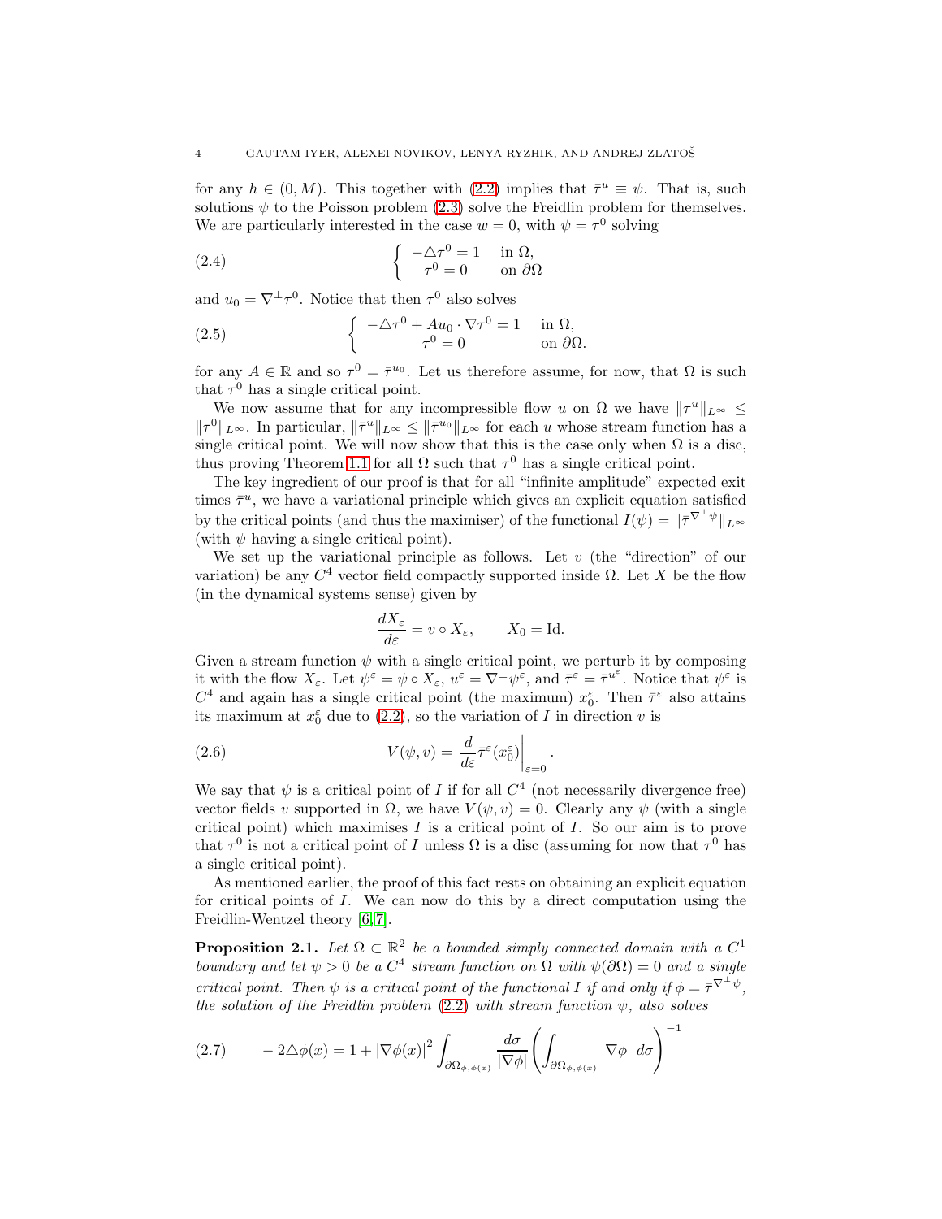for any $h \in (0, M)$. This together with (2.2) implies that $\bar{\tau}^u \equiv \psi$. That is, such solutions $\psi$ to the Poisson problem (2.3) solve the Freidlin problem for themselves. We are particularly interested in the case $w = 0$, with $\psi = \tau^0$ solving

$$
\begin{cases} -\triangle \tau^0 = 1 & \text{in } \Omega, \\ \tau^0 = 0 & \text{on } \partial\Omega \end{cases} \tag{2.4}
$$

and $u_0 = \nabla^\perp \tau^0$. Notice that then $\tau^0$ also solves

$$
\begin{cases} -\triangle \tau^0 + A u_0 \cdot \nabla \tau^0 = 1 & \text{in } \Omega, \\ \tau^0 = 0 & \text{on } \partial\Omega. \end{cases} \tag{2.5}
$$

for any $A \in \mathbb{R}$ and so $\tau^0 = \bar{\tau}^{u_0}$. Let us therefore assume, for now, that $\Omega$ is such that $\tau^0$ has a single critical point.

We now assume that for any incompressible flow $u$ on $\Omega$ we have $\|\tau^u\|_{L^\infty} \leq \|\tau^0\|_{L^\infty}$. In particular, $\|\bar{\tau}^u\|_{L^\infty} \leq \|\bar{\tau}^{u_0}\|_{L^\infty}$ for each $u$ whose stream function has a single critical point. We will now show that this is the case only when $\Omega$ is a disc, thus proving Theorem 1.1 for all $\Omega$ such that $\tau^0$ has a single critical point.

The key ingredient of our proof is that for all "infinite amplitude" expected exit times $\bar{\tau}^u$, we have a variational principle which gives an explicit equation satisfied by the critical points (and thus the maximiser) of the functional $I(\psi) = \|\bar{\tau}^{\nabla^\perp \psi}\|_{L^\infty}$ (with $\psi$ having a single critical point).

We set up the variational principle as follows. Let $v$ (the "direction" of our variation) be any $C^4$ vector field compactly supported inside $\Omega$. Let $X$ be the flow (in the dynamical systems sense) given by

$$
\frac{dX_\varepsilon}{d\varepsilon} = v \circ X_\varepsilon, \qquad X_0 = \mathrm{Id}.
$$

Given a stream function $\psi$ with a single critical point, we perturb it by composing it with the flow $X_\varepsilon$. Let $\psi^\varepsilon = \psi \circ X_\varepsilon$, $u^\varepsilon = \nabla^\perp \psi^\varepsilon$, and $\bar{\tau}^\varepsilon = \bar{\tau}^{u^\varepsilon}$. Notice that $\psi^\varepsilon$ is $C^4$ and again has a single critical point (the maximum) $x_0^\varepsilon$. Then $\bar{\tau}^\varepsilon$ also attains its maximum at $x_0^\varepsilon$ due to (2.2), so the variation of $I$ in direction $v$ is

$$
V(\psi, v) = \left. \frac{d}{d\varepsilon} \bar{\tau}^\varepsilon(x_0^\varepsilon) \right|_{\varepsilon=0}. \tag{2.6}
$$

We say that $\psi$ is a critical point of $I$ if for all $C^4$ (not necessarily divergence free) vector fields $v$ supported in $\Omega$, we have $V(\psi, v) = 0$. Clearly any $\psi$ (with a single critical point) which maximises $I$ is a critical point of $I$. So our aim is to prove that $\tau^0$ is not a critical point of $I$ unless $\Omega$ is a disc (assuming for now that $\tau^0$ has a single critical point).

As mentioned earlier, the proof of this fact rests on obtaining an explicit equation for critical points of $I$. We can now do this by a direct computation using the Freidlin-Wentzel theory [6, 7].

**Proposition 2.1.** *Let $\Omega \subset \mathbb{R}^2$ be a bounded simply connected domain with a $C^1$ boundary and let $\psi > 0$ be a $C^4$ stream function on $\Omega$ with $\psi(\partial\Omega) = 0$ and a single critical point. Then $\psi$ is a critical point of the functional $I$ if and only if $\phi = \bar{\tau}^{\nabla^\perp \psi}$, the solution of the Freidlin problem (2.2) with stream function $\psi$, also solves*

$$
-2\triangle\phi(x) = 1 + |\nabla\phi(x)|^2 \int_{\partial\Omega_{\phi,\phi(x)}} \frac{d\sigma}{|\nabla\phi|} \left( \int_{\partial\Omega_{\phi,\phi(x)}} |\nabla\phi| \, d\sigma \right)^{-1} \tag{2.7}
$$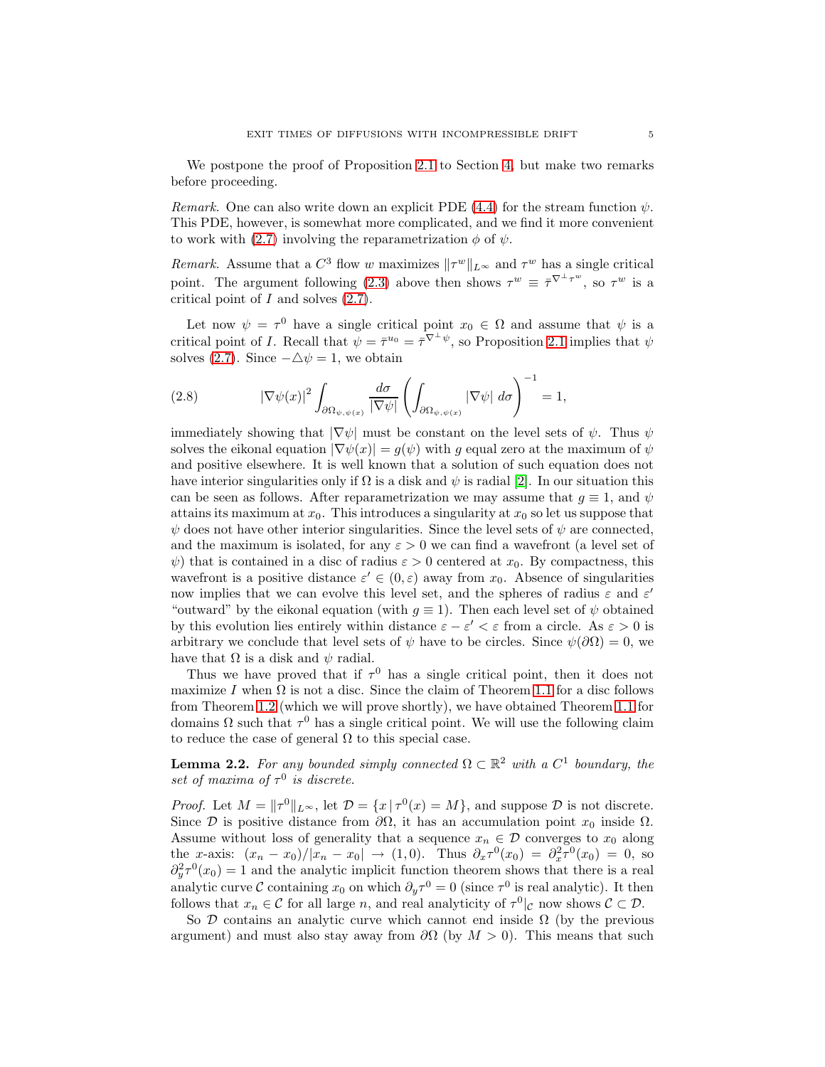We postpone the proof of Proposition 2.1 to Section 4, but make two remarks before proceeding.

*Remark.* One can also write down an explicit PDE (4.4) for the stream function $\psi$. This PDE, however, is somewhat more complicated, and we find it more convenient to work with (2.7) involving the reparametrization $\phi$ of $\psi$.

*Remark.* Assume that a $C^3$ flow $w$ maximizes $\|\tau^w\|_{L^\infty}$ and $\tau^w$ has a single critical point. The argument following (2.3) above then shows $\tau^w \equiv \bar{\tau}^{\nabla^\perp \tau^w}$, so $\tau^w$ is a critical point of $I$ and solves (2.7).

Let now $\psi = \tau^0$ have a single critical point $x_0 \in \Omega$ and assume that $\psi$ is a critical point of $I$. Recall that $\psi = \bar{\tau}^{u_0} = \bar{\tau}^{\nabla^\perp \psi}$, so Proposition 2.1 implies that $\psi$ solves (2.7). Since $-\triangle \psi = 1$, we obtain

$$|\nabla \psi(x)|^2 \int_{\partial \Omega_{\psi,\psi(x)}} \frac{d\sigma}{|\nabla \psi|} \left( \int_{\partial \Omega_{\psi,\psi(x)}} |\nabla \psi| \, d\sigma \right)^{-1} = 1, \tag{2.8}$$

immediately showing that $|\nabla \psi|$ must be constant on the level sets of $\psi$. Thus $\psi$ solves the eikonal equation $|\nabla \psi(x)| = g(\psi)$ with $g$ equal zero at the maximum of $\psi$ and positive elsewhere. It is well known that a solution of such equation does not have interior singularities only if $\Omega$ is a disk and $\psi$ is radial [2]. In our situation this can be seen as follows. After reparametrization we may assume that $g \equiv 1$, and $\psi$ attains its maximum at $x_0$. This introduces a singularity at $x_0$ so let us suppose that $\psi$ does not have other interior singularities. Since the level sets of $\psi$ are connected, and the maximum is isolated, for any $\varepsilon > 0$ we can find a wavefront (a level set of $\psi$) that is contained in a disc of radius $\varepsilon > 0$ centered at $x_0$. By compactness, this wavefront is a positive distance $\varepsilon' \in (0, \varepsilon)$ away from $x_0$. Absence of singularities now implies that we can evolve this level set, and the spheres of radius $\varepsilon$ and $\varepsilon'$ "outward" by the eikonal equation (with $g \equiv 1$). Then each level set of $\psi$ obtained by this evolution lies entirely within distance $\varepsilon - \varepsilon' < \varepsilon$ from a circle. As $\varepsilon > 0$ is arbitrary we conclude that level sets of $\psi$ have to be circles. Since $\psi(\partial\Omega) = 0$, we have that $\Omega$ is a disk and $\psi$ radial.

Thus we have proved that if $\tau^0$ has a single critical point, then it does not maximize $I$ when $\Omega$ is not a disc. Since the claim of Theorem 1.1 for a disc follows from Theorem 1.2 (which we will prove shortly), we have obtained Theorem 1.1 for domains $\Omega$ such that $\tau^0$ has a single critical point. We will use the following claim to reduce the case of general $\Omega$ to this special case.

**Lemma 2.2.** *For any bounded simply connected $\Omega \subset \mathbb{R}^2$ with a $C^1$ boundary, the set of maxima of $\tau^0$ is discrete.*

*Proof.* Let $M = \|\tau^0\|_{L^\infty}$, let $\mathcal{D} = \{x \,|\, \tau^0(x) = M\}$, and suppose $\mathcal{D}$ is not discrete. Since $\mathcal{D}$ is positive distance from $\partial\Omega$, it has an accumulation point $x_0$ inside $\Omega$. Assume without loss of generality that a sequence $x_n \in \mathcal{D}$ converges to $x_0$ along the $x$-axis: $(x_n - x_0)/|x_n - x_0| \to (1, 0)$. Thus $\partial_x \tau^0(x_0) = \partial_x^2 \tau^0(x_0) = 0$, so $\partial_y^2 \tau^0(x_0) = 1$ and the analytic implicit function theorem shows that there is a real analytic curve $\mathcal{C}$ containing $x_0$ on which $\partial_y \tau^0 = 0$ (since $\tau^0$ is real analytic). It then follows that $x_n \in \mathcal{C}$ for all large $n$, and real analyticity of $\tau^0|_{\mathcal{C}}$ now shows $\mathcal{C} \subset \mathcal{D}$.

So $\mathcal{D}$ contains an analytic curve which cannot end inside $\Omega$ (by the previous argument) and must also stay away from $\partial\Omega$ (by $M > 0$). This means that such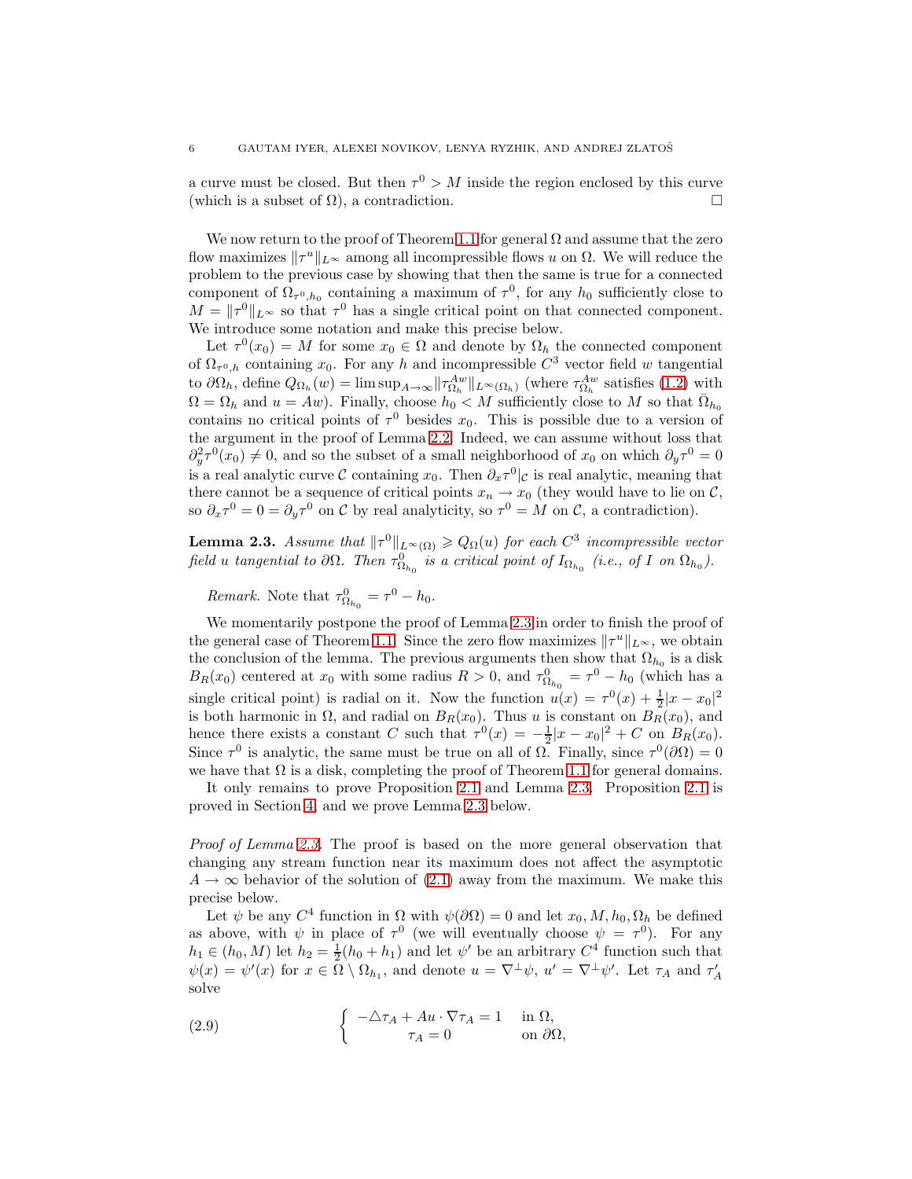a curve must be closed. But then $\tau^0 > M$ inside the region enclosed by this curve (which is a subset of $\Omega$), a contradiction. $\square$

We now return to the proof of Theorem 1.1 for general $\Omega$ and assume that the zero flow maximizes $\|\tau^u\|_{L^\infty}$ among all incompressible flows $u$ on $\Omega$. We will reduce the problem to the previous case by showing that then the same is true for a connected component of $\Omega_{\tau^0,h_0}$ containing a maximum of $\tau^0$, for any $h_0$ sufficiently close to $M = \|\tau^0\|_{L^\infty}$ so that $\tau^0$ has a single critical point on that connected component. We introduce some notation and make this precise below.

Let $\tau^0(x_0) = M$ for some $x_0 \in \Omega$ and denote by $\Omega_h$ the connected component of $\Omega_{\tau^0,h}$ containing $x_0$. For any $h$ and incompressible $C^3$ vector field $w$ tangential to $\partial\Omega_h$, define $Q_{\Omega_h}(w) = \limsup_{A\to\infty} \|\tau^{Aw}_{\Omega_h}\|_{L^\infty(\Omega_h)}$ (where $\tau^{Aw}_{\Omega_h}$ satisfies (1.2) with $\Omega = \Omega_h$ and $u = Aw$). Finally, choose $h_0 < M$ sufficiently close to $M$ so that $\bar{\Omega}_{h_0}$ contains no critical points of $\tau^0$ besides $x_0$. This is possible due to a version of the argument in the proof of Lemma 2.2. Indeed, we can assume without loss that $\partial_y^2 \tau^0(x_0) \neq 0$, and so the subset of a small neighborhood of $x_0$ on which $\partial_y \tau^0 = 0$ is a real analytic curve $\mathcal{C}$ containing $x_0$. Then $\partial_x \tau^0|_{\mathcal{C}}$ is real analytic, meaning that there cannot be a sequence of critical points $x_n \to x_0$ (they would have to lie on $\mathcal{C}$, so $\partial_x \tau^0 = 0 = \partial_y \tau^0$ on $\mathcal{C}$ by real analyticity, so $\tau^0 = M$ on $\mathcal{C}$, a contradiction).

**Lemma 2.3.** *Assume that $\|\tau^0\|_{L^\infty(\Omega)} \geqslant Q_\Omega(u)$ for each $C^3$ incompressible vector field $u$ tangential to $\partial\Omega$. Then $\tau^0_{\Omega_{h_0}}$ is a critical point of $I_{\Omega_{h_0}}$ (i.e., of $I$ on $\Omega_{h_0}$).*

*Remark.* Note that $\tau^0_{\Omega_{h_0}} = \tau^0 - h_0$.

We momentarily postpone the proof of Lemma 2.3 in order to finish the proof of the general case of Theorem 1.1. Since the zero flow maximizes $\|\tau^u\|_{L^\infty}$, we obtain the conclusion of the lemma. The previous arguments then show that $\Omega_{h_0}$ is a disk $B_R(x_0)$ centered at $x_0$ with some radius $R > 0$, and $\tau^0_{\Omega_{h_0}} = \tau^0 - h_0$ (which has a single critical point) is radial on it. Now the function $u(x) = \tau^0(x) + \frac{1}{2}|x - x_0|^2$ is both harmonic in $\Omega$, and radial on $B_R(x_0)$. Thus $u$ is constant on $B_R(x_0)$, and hence there exists a constant $C$ such that $\tau^0(x) = -\frac{1}{2}|x - x_0|^2 + C$ on $B_R(x_0)$. Since $\tau^0$ is analytic, the same must be true on all of $\Omega$. Finally, since $\tau^0(\partial\Omega) = 0$ we have that $\Omega$ is a disk, completing the proof of Theorem 1.1 for general domains.

It only remains to prove Proposition 2.1 and Lemma 2.3. Proposition 2.1 is proved in Section 4, and we prove Lemma 2.3 below.

*Proof of Lemma 2.3.* The proof is based on the more general observation that changing any stream function near its maximum does not affect the asymptotic $A \to \infty$ behavior of the solution of (2.1) away from the maximum. We make this precise below.

Let $\psi$ be any $C^4$ function in $\Omega$ with $\psi(\partial\Omega) = 0$ and let $x_0, M, h_0, \Omega_h$ be defined as above, with $\psi$ in place of $\tau^0$ (we will eventually choose $\psi = \tau^0$). For any $h_1 \in (h_0, M)$ let $h_2 = \frac{1}{2}(h_0 + h_1)$ and let $\psi'$ be an arbitrary $C^4$ function such that $\psi(x) = \psi'(x)$ for $x \in \Omega \setminus \Omega_{h_1}$, and denote $u = \nabla^\perp \psi$, $u' = \nabla^\perp \psi'$. Let $\tau_A$ and $\tau'_A$ solve

$$
\begin{cases} -\triangle \tau_A + Au \cdot \nabla \tau_A = 1 & \text{in } \Omega, \\ \tau_A = 0 & \text{on } \partial\Omega, \end{cases} \tag{2.9}
$$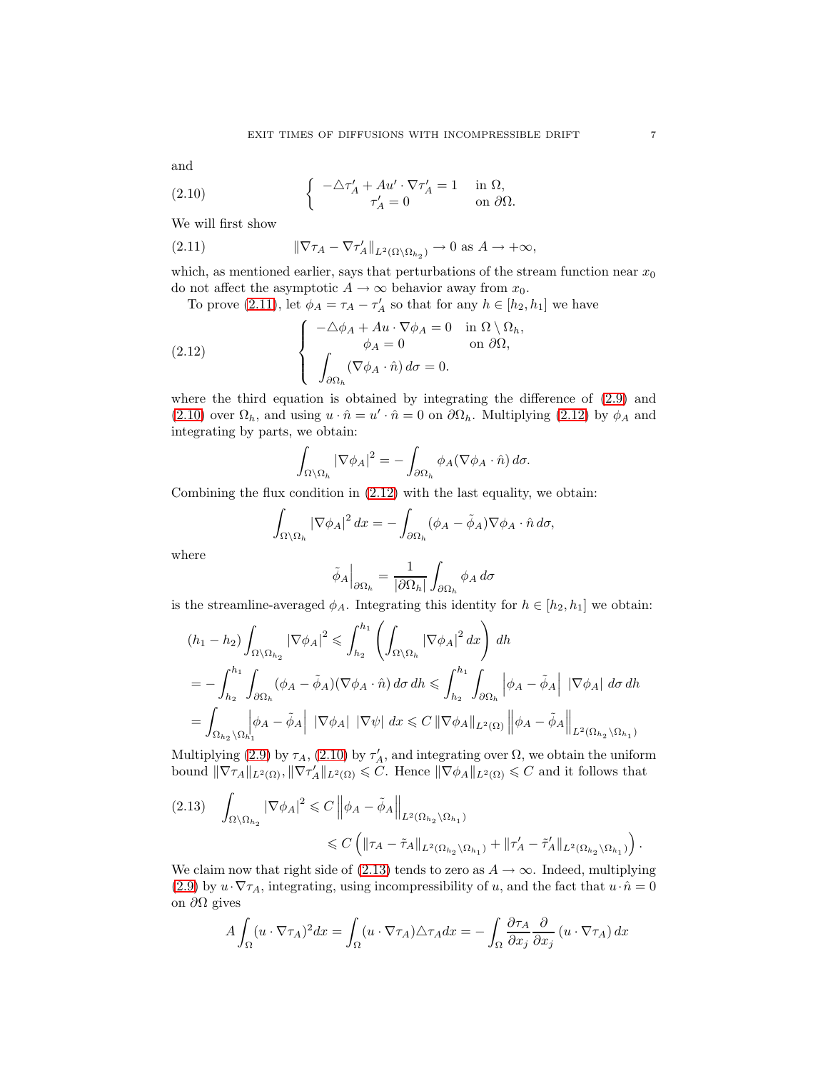and

$$
\left\{\begin{array}{ll} -\triangle \tau_A' + A u' \cdot \nabla \tau_A' = 1 & \text{in } \Omega, \\ \tau_A' = 0 & \text{on } \partial\Omega. \end{array}\right. \tag{2.10}
$$

We will first show

$$
\|\nabla \tau_A - \nabla \tau_A'\|_{L^2(\Omega\setminus\Omega_{h_2})} \to 0 \text{ as } A \to +\infty, \tag{2.11}
$$

which, as mentioned earlier, says that perturbations of the stream function near $x_0$ do not affect the asymptotic $A \to \infty$ behavior away from $x_0$.

To prove (2.11), let $\phi_A = \tau_A - \tau_A'$ so that for any $h \in [h_2, h_1]$ we have

$$
\left\{\begin{array}{ll} -\triangle \phi_A + A u \cdot \nabla \phi_A = 0 & \text{in } \Omega \setminus \Omega_h, \\ \phi_A = 0 & \text{on } \partial\Omega, \\ \displaystyle\int_{\partial\Omega_h} (\nabla \phi_A \cdot \hat{n})\, d\sigma = 0. & \end{array}\right. \tag{2.12}
$$

where the third equation is obtained by integrating the difference of (2.9) and (2.10) over $\Omega_h$, and using $u \cdot \hat{n} = u' \cdot \hat{n} = 0$ on $\partial\Omega_h$. Multiplying (2.12) by $\phi_A$ and integrating by parts, we obtain:

$$
\int_{\Omega\setminus\Omega_h} |\nabla \phi_A|^2 = -\int_{\partial\Omega_h} \phi_A (\nabla \phi_A \cdot \hat{n})\, d\sigma.
$$

Combining the flux condition in (2.12) with the last equality, we obtain:

$$
\int_{\Omega\setminus\Omega_h} |\nabla \phi_A|^2 \, dx = -\int_{\partial\Omega_h} (\phi_A - \tilde{\phi}_A) \nabla \phi_A \cdot \hat{n}\, d\sigma,
$$

where

$$
\tilde{\phi}_A\Big|_{\partial\Omega_h} = \frac{1}{|\partial\Omega_h|} \int_{\partial\Omega_h} \phi_A \, d\sigma
$$

is the streamline-averaged $\phi_A$. Integrating this identity for $h \in [h_2, h_1]$ we obtain:

$$
\begin{aligned}
&(h_1 - h_2) \int_{\Omega\setminus\Omega_{h_2}} |\nabla \phi_A|^2 \leqslant \int_{h_2}^{h_1} \left( \int_{\Omega\setminus\Omega_h} |\nabla \phi_A|^2 \, dx \right) dh \\
&= -\int_{h_2}^{h_1} \int_{\partial\Omega_h} (\phi_A - \tilde{\phi}_A)(\nabla \phi_A \cdot \hat{n})\, d\sigma\, dh \leqslant \int_{h_2}^{h_1} \int_{\partial\Omega_h} \left|\phi_A - \tilde{\phi}_A\right| \, |\nabla \phi_A| \, d\sigma\, dh \\
&= \int_{\Omega_{h_2}\setminus\Omega_{h_1}} \left|\phi_A - \tilde{\phi}_A\right| \, |\nabla \phi_A| \, |\nabla \psi| \, dx \leqslant C \|\nabla \phi_A\|_{L^2(\Omega)} \left\|\phi_A - \tilde{\phi}_A\right\|_{L^2(\Omega_{h_2}\setminus\Omega_{h_1})}
\end{aligned}
$$

Multiplying (2.9) by $\tau_A$, (2.10) by $\tau_A'$, and integrating over $\Omega$, we obtain the uniform bound $\|\nabla \tau_A\|_{L^2(\Omega)}, \|\nabla \tau_A'\|_{L^2(\Omega)} \leqslant C$. Hence $\|\nabla \phi_A\|_{L^2(\Omega)} \leqslant C$ and it follows that

$$
\begin{aligned}
\int_{\Omega\setminus\Omega_{h_2}} |\nabla \phi_A|^2 &\leqslant C \left\|\phi_A - \tilde{\phi}_A\right\|_{L^2(\Omega_{h_2}\setminus\Omega_{h_1})} \\
&\leqslant C \left( \|\tau_A - \tilde{\tau}_A\|_{L^2(\Omega_{h_2}\setminus\Omega_{h_1})} + \|\tau_A' - \tilde{\tau}_A'\|_{L^2(\Omega_{h_2}\setminus\Omega_{h_1})} \right).
\end{aligned} \tag{2.13}
$$

We claim now that right side of (2.13) tends to zero as $A \to \infty$. Indeed, multiplying (2.9) by $u \cdot \nabla \tau_A$, integrating, using incompressibility of $u$, and the fact that $u \cdot \hat{n} = 0$ on $\partial\Omega$ gives

$$
A \int_\Omega (u \cdot \nabla \tau_A)^2 dx = \int_\Omega (u \cdot \nabla \tau_A) \triangle \tau_A dx = -\int_\Omega \frac{\partial \tau_A}{\partial x_j} \frac{\partial}{\partial x_j} (u \cdot \nabla \tau_A)\, dx
$$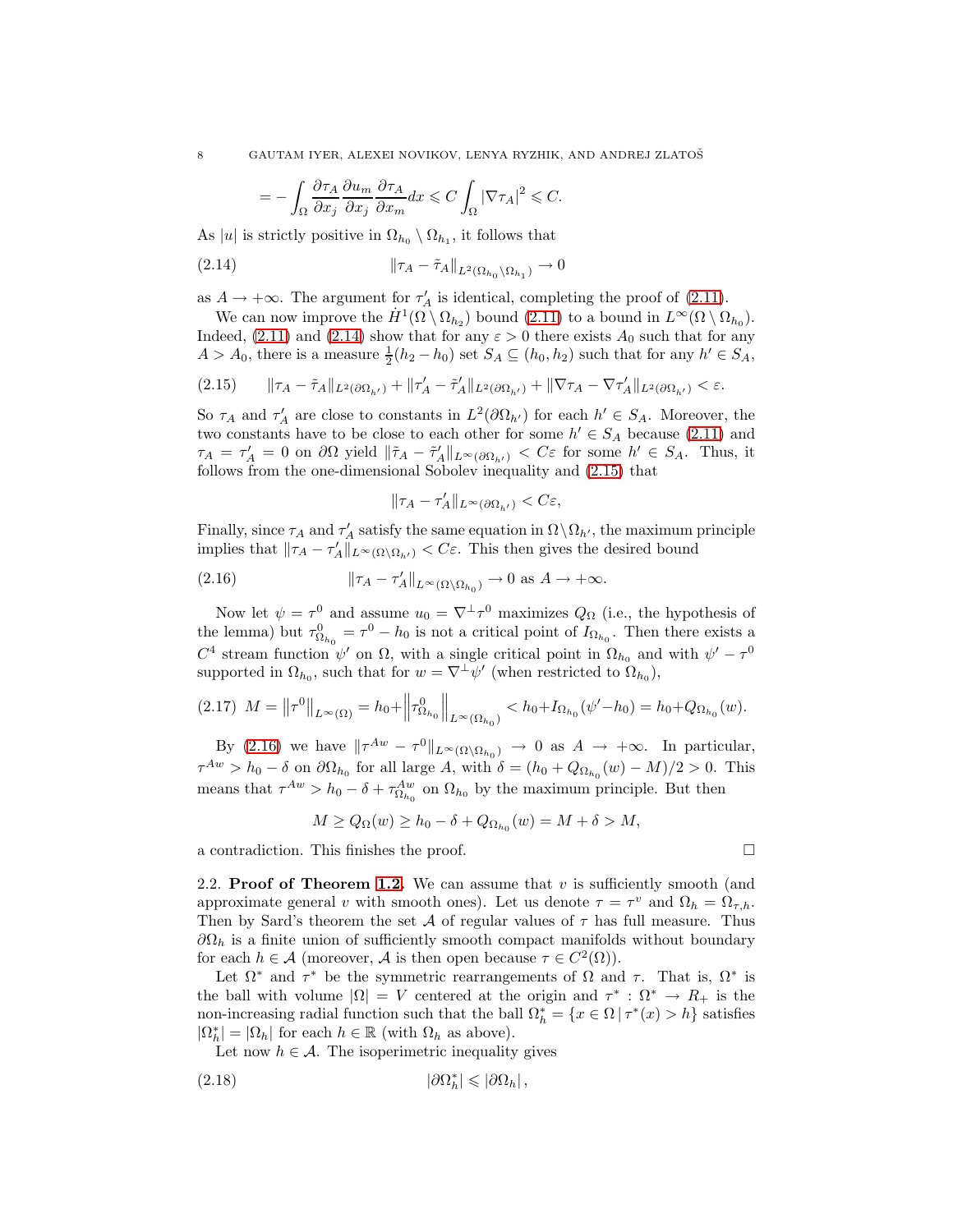$$= -\int_\Omega \frac{\partial \tau_A}{\partial x_j}\frac{\partial u_m}{\partial x_j}\frac{\partial \tau_A}{\partial x_m}dx \leqslant C\int_\Omega |\nabla \tau_A|^2 \leqslant C.$$

As $|u|$ is strictly positive in $\Omega_{h_0} \setminus \Omega_{h_1}$, it follows that

$$\|\tau_A - \tilde{\tau}_A\|_{L^2(\Omega_{h_0}\setminus\Omega_{h_1})} \to 0 \tag{2.14}$$

as $A \to +\infty$. The argument for $\tau'_A$ is identical, completing the proof of (2.11).

We can now improve the $\dot{H}^1(\Omega \setminus \Omega_{h_2})$ bound (2.11) to a bound in $L^\infty(\Omega \setminus \Omega_{h_0})$. Indeed, (2.11) and (2.14) show that for any $\varepsilon > 0$ there exists $A_0$ such that for any $A > A_0$, there is a measure $\frac{1}{2}(h_2 - h_0)$ set $S_A \subseteq (h_0, h_2)$ such that for any $h' \in S_A$,

$$\|\tau_A - \tilde{\tau}_A\|_{L^2(\partial\Omega_{h'})} + \|\tau'_A - \tilde{\tau}'_A\|_{L^2(\partial\Omega_{h'})} + \|\nabla\tau_A - \nabla\tau'_A\|_{L^2(\partial\Omega_{h'})} < \varepsilon. \tag{2.15}$$

So $\tau_A$ and $\tau'_A$ are close to constants in $L^2(\partial\Omega_{h'})$ for each $h' \in S_A$. Moreover, the two constants have to be close to each other for some $h' \in S_A$ because (2.11) and $\tau_A = \tau'_A = 0$ on $\partial\Omega$ yield $\|\tilde{\tau}_A - \tilde{\tau}'_A\|_{L^\infty(\partial\Omega_{h'})} < C\varepsilon$ for some $h' \in S_A$. Thus, it follows from the one-dimensional Sobolev inequality and (2.15) that

$$\|\tau_A - \tau'_A\|_{L^\infty(\partial\Omega_{h'})} < C\varepsilon,$$

Finally, since $\tau_A$ and $\tau'_A$ satisfy the same equation in $\Omega \setminus \Omega_{h'}$, the maximum principle implies that $\|\tau_A - \tau'_A\|_{L^\infty(\Omega\setminus\Omega_{h'})} < C\varepsilon$. This then gives the desired bound

$$\|\tau_A - \tau'_A\|_{L^\infty(\Omega\setminus\Omega_{h_0})} \to 0 \text{ as } A \to +\infty. \tag{2.16}$$

Now let $\psi = \tau^0$ and assume $u_0 = \nabla^\perp \tau^0$ maximizes $Q_\Omega$ (i.e., the hypothesis of the lemma) but $\tau^0_{\Omega_{h_0}} = \tau^0 - h_0$ is not a critical point of $I_{\Omega_{h_0}}$. Then there exists a $C^4$ stream function $\psi'$ on $\Omega$, with a single critical point in $\Omega_{h_0}$ and with $\psi' - \tau^0$ supported in $\Omega_{h_0}$, such that for $w = \nabla^\perp \psi'$ (when restricted to $\Omega_{h_0}$),

$$M = \left\|\tau^0\right\|_{L^\infty(\Omega)} = h_0 + \left\|\tau^0_{\Omega_{h_0}}\right\|_{L^\infty(\Omega_{h_0})} < h_0 + I_{\Omega_{h_0}}(\psi' - h_0) = h_0 + Q_{\Omega_{h_0}}(w). \tag{2.17}$$

By (2.16) we have $\|\tau^{Aw} - \tau^0\|_{L^\infty(\Omega\setminus\Omega_{h_0})} \to 0$ as $A \to +\infty$. In particular, $\tau^{Aw} > h_0 - \delta$ on $\partial\Omega_{h_0}$ for all large $A$, with $\delta = (h_0 + Q_{\Omega_{h_0}}(w) - M)/2 > 0$. This means that $\tau^{Aw} > h_0 - \delta + \tau^{Aw}_{\Omega_{h_0}}$ on $\Omega_{h_0}$ by the maximum principle. But then

$$M \geq Q_\Omega(w) \geq h_0 - \delta + Q_{\Omega_{h_0}}(w) = M + \delta > M,$$

a contradiction. This finishes the proof. □

## 2.2. Proof of Theorem 1.2.

We can assume that $v$ is sufficiently smooth (and approximate general $v$ with smooth ones). Let us denote $\tau = \tau^v$ and $\Omega_h = \Omega_{\tau,h}$. Then by Sard's theorem the set $\mathcal{A}$ of regular values of $\tau$ has full measure. Thus $\partial\Omega_h$ is a finite union of sufficiently smooth compact manifolds without boundary for each $h \in \mathcal{A}$ (moreover, $\mathcal{A}$ is then open because $\tau \in C^2(\Omega)$).

Let $\Omega^*$ and $\tau^*$ be the symmetric rearrangements of $\Omega$ and $\tau$. That is, $\Omega^*$ is the ball with volume $|\Omega| = V$ centered at the origin and $\tau^* : \Omega^* \to R_+$ is the non-increasing radial function such that the ball $\Omega^*_h = \{x \in \Omega \,|\, \tau^*(x) > h\}$ satisfies $|\Omega^*_h| = |\Omega_h|$ for each $h \in \mathbb{R}$ (with $\Omega_h$ as above).

Let now $h \in \mathcal{A}$. The isoperimetric inequality gives

$$|\partial\Omega^*_h| \leqslant |\partial\Omega_h|, \tag{2.18}$$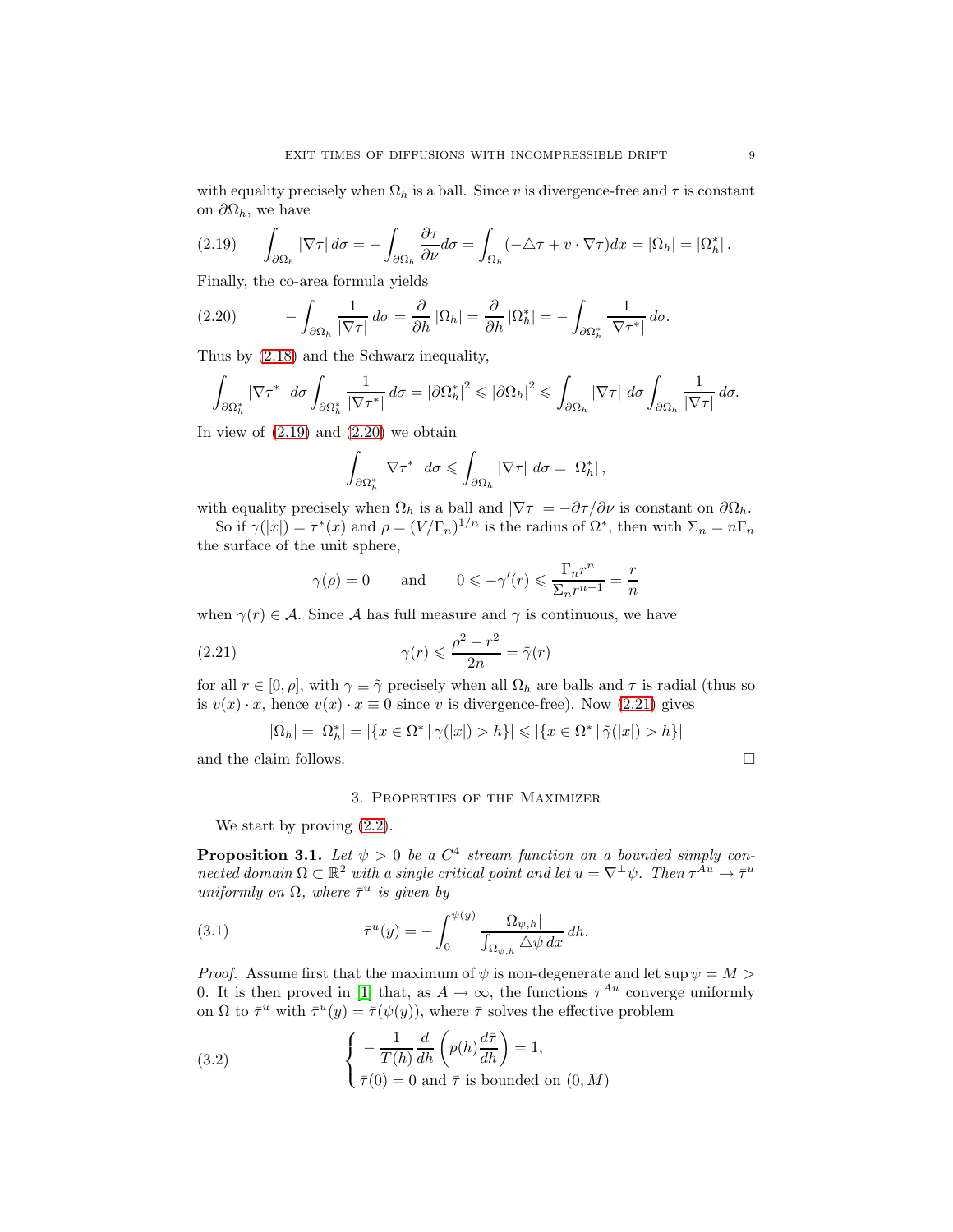with equality precisely when $\Omega_h$ is a ball. Since $v$ is divergence-free and $\tau$ is constant on $\partial\Omega_h$, we have

$$\int_{\partial\Omega_h} |\nabla\tau|\, d\sigma = -\int_{\partial\Omega_h} \frac{\partial\tau}{\partial\nu} d\sigma = \int_{\Omega_h} (-\triangle\tau + v\cdot\nabla\tau)dx = |\Omega_h| = |\Omega_h^*|\,. \tag{2.19}$$

Finally, the co-area formula yields

$$-\int_{\partial\Omega_h} \frac{1}{|\nabla\tau|}\, d\sigma = \frac{\partial}{\partial h}|\Omega_h| = \frac{\partial}{\partial h}|\Omega_h^*| = -\int_{\partial\Omega_h^*} \frac{1}{|\nabla\tau^*|}\, d\sigma. \tag{2.20}$$

Thus by (2.18) and the Schwarz inequality,

$$\int_{\partial\Omega_h^*} |\nabla\tau^*|\; d\sigma \int_{\partial\Omega_h^*} \frac{1}{|\nabla\tau^*|}\, d\sigma = |\partial\Omega_h^*|^2 \leqslant |\partial\Omega_h|^2 \leqslant \int_{\partial\Omega_h} |\nabla\tau|\; d\sigma \int_{\partial\Omega_h} \frac{1}{|\nabla\tau|}\, d\sigma.$$

In view of (2.19) and (2.20) we obtain

$$\int_{\partial\Omega_h^*} |\nabla\tau^*|\; d\sigma \leqslant \int_{\partial\Omega_h} |\nabla\tau|\; d\sigma = |\Omega_h^*|\,,$$

with equality precisely when $\Omega_h$ is a ball and $|\nabla\tau| = -\partial\tau/\partial\nu$ is constant on $\partial\Omega_h$.

So if $\gamma(|x|) = \tau^*(x)$ and $\rho = (V/\Gamma_n)^{1/n}$ is the radius of $\Omega^*$, then with $\Sigma_n = n\Gamma_n$ the surface of the unit sphere,

$$\gamma(\rho) = 0 \qquad \text{and} \qquad 0 \leqslant -\gamma'(r) \leqslant \frac{\Gamma_n r^n}{\Sigma_n r^{n-1}} = \frac{r}{n}$$

when $\gamma(r) \in \mathcal{A}$. Since $\mathcal{A}$ has full measure and $\gamma$ is continuous, we have

$$\gamma(r) \leqslant \frac{\rho^2 - r^2}{2n} = \tilde{\gamma}(r) \tag{2.21}$$

for all $r \in [0,\rho]$, with $\gamma \equiv \tilde{\gamma}$ precisely when all $\Omega_h$ are balls and $\tau$ is radial (thus so is $v(x)\cdot x$, hence $v(x)\cdot x \equiv 0$ since $v$ is divergence-free). Now (2.21) gives

$$|\Omega_h| = |\Omega_h^*| = |\{x \in \Omega^* \,|\, \gamma(|x|) > h\}| \leqslant |\{x \in \Omega^* \,|\, \tilde{\gamma}(|x|) > h\}|$$

and the claim follows. $\square$

## 3. Properties of the Maximizer

We start by proving (2.2).

**Proposition 3.1.** *Let $\psi > 0$ be a $C^4$ stream function on a bounded simply connected domain $\Omega \subset \mathbb{R}^2$ with a single critical point and let $u = \nabla^\perp\psi$. Then $\tau^{Au} \to \bar{\tau}^u$ uniformly on $\Omega$, where $\bar{\tau}^u$ is given by*

$$\bar{\tau}^u(y) = -\int_0^{\psi(y)} \frac{|\Omega_{\psi,h}|}{\int_{\Omega_{\psi,h}} \triangle\psi\, dx}\, dh. \tag{3.1}$$

*Proof.* Assume first that the maximum of $\psi$ is non-degenerate and let $\sup\psi = M > 0$. It is then proved in [1] that, as $A \to \infty$, the functions $\tau^{Au}$ converge uniformly on $\Omega$ to $\bar{\tau}^u$ with $\bar{\tau}^u(y) = \bar{\tau}(\psi(y))$, where $\bar{\tau}$ solves the effective problem

$$\begin{cases} -\dfrac{1}{T(h)}\dfrac{d}{dh}\left(p(h)\dfrac{d\bar{\tau}}{dh}\right) = 1, \\ \bar{\tau}(0) = 0 \text{ and } \bar{\tau} \text{ is bounded on } (0, M) \end{cases} \tag{3.2}$$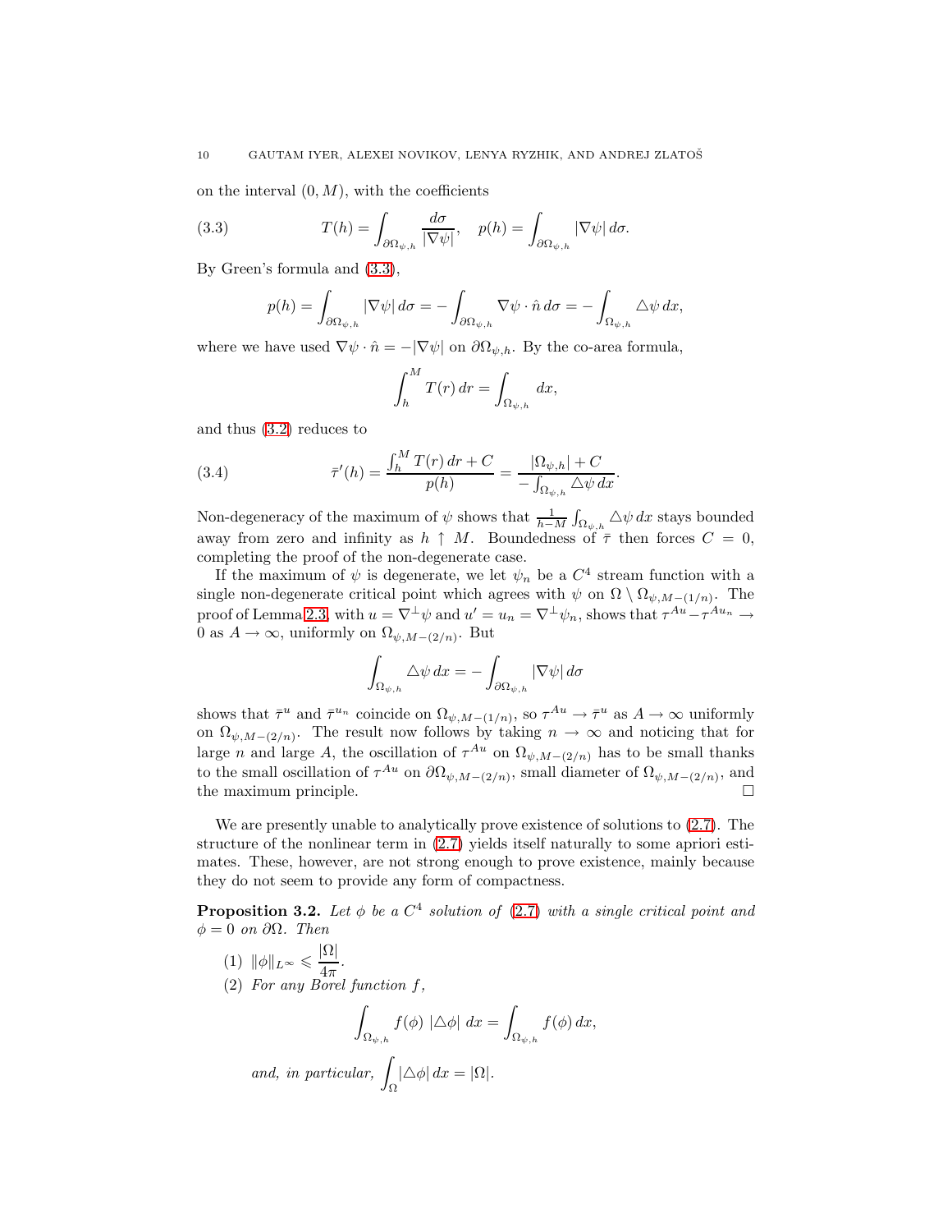on the interval $(0, M)$, with the coefficients

$$T(h) = \int_{\partial\Omega_{\psi,h}} \frac{d\sigma}{|\nabla\psi|}, \quad p(h) = \int_{\partial\Omega_{\psi,h}} |\nabla\psi| \, d\sigma. \tag{3.3}$$

By Green's formula and (3.3),

$$p(h) = \int_{\partial\Omega_{\psi,h}} |\nabla\psi| \, d\sigma = -\int_{\partial\Omega_{\psi,h}} \nabla\psi \cdot \hat{n} \, d\sigma = -\int_{\Omega_{\psi,h}} \triangle\psi \, dx,$$

where we have used $\nabla\psi \cdot \hat{n} = -|\nabla\psi|$ on $\partial\Omega_{\psi,h}$. By the co-area formula,

$$\int_h^M T(r) \, dr = \int_{\Omega_{\psi,h}} dx,$$

and thus (3.2) reduces to

$$\bar{\tau}'(h) = \frac{\int_h^M T(r) \, dr + C}{p(h)} = \frac{|\Omega_{\psi,h}| + C}{-\int_{\Omega_{\psi,h}} \triangle\psi \, dx}. \tag{3.4}$$

Non-degeneracy of the maximum of $\psi$ shows that $\frac{1}{h-M} \int_{\Omega_{\psi,h}} \triangle\psi \, dx$ stays bounded away from zero and infinity as $h \uparrow M$. Boundedness of $\bar{\tau}$ then forces $C = 0$, completing the proof of the non-degenerate case.

If the maximum of $\psi$ is degenerate, we let $\psi_n$ be a $C^4$ stream function with a single non-degenerate critical point which agrees with $\psi$ on $\Omega \setminus \Omega_{\psi,M-(1/n)}$. The proof of Lemma 2.3, with $u = \nabla^\perp\psi$ and $u' = u_n = \nabla^\perp\psi_n$, shows that $\tau^{Au} - \tau^{Au_n} \to 0$ as $A \to \infty$, uniformly on $\Omega_{\psi,M-(2/n)}$. But

$$\int_{\Omega_{\psi,h}} \triangle\psi \, dx = -\int_{\partial\Omega_{\psi,h}} |\nabla\psi| \, d\sigma$$

shows that $\bar{\tau}^u$ and $\bar{\tau}^{u_n}$ coincide on $\Omega_{\psi,M-(1/n)}$, so $\tau^{Au} \to \bar{\tau}^u$ as $A \to \infty$ uniformly on $\Omega_{\psi,M-(2/n)}$. The result now follows by taking $n \to \infty$ and noticing that for large $n$ and large $A$, the oscillation of $\tau^{Au}$ on $\Omega_{\psi,M-(2/n)}$ has to be small thanks to the small oscillation of $\tau^{Au}$ on $\partial\Omega_{\psi,M-(2/n)}$, small diameter of $\Omega_{\psi,M-(2/n)}$, and the maximum principle. $\square$

We are presently unable to analytically prove existence of solutions to (2.7). The structure of the nonlinear term in (2.7) yields itself naturally to some apriori estimates. These, however, are not strong enough to prove existence, mainly because they do not seem to provide any form of compactness.

**Proposition 3.2.** *Let $\phi$ be a $C^4$ solution of (2.7) with a single critical point and $\phi = 0$ on $\partial\Omega$. Then*

1. $\|\phi\|_{L^\infty} \leqslant \dfrac{|\Omega|}{4\pi}$.
2. *For any Borel function $f$,*

$$\int_{\Omega_{\psi,h}} f(\phi) \, |\triangle\phi| \, dx = \int_{\Omega_{\psi,h}} f(\phi) \, dx,$$

*and, in particular,* $\displaystyle\int_\Omega |\triangle\phi| \, dx = |\Omega|$.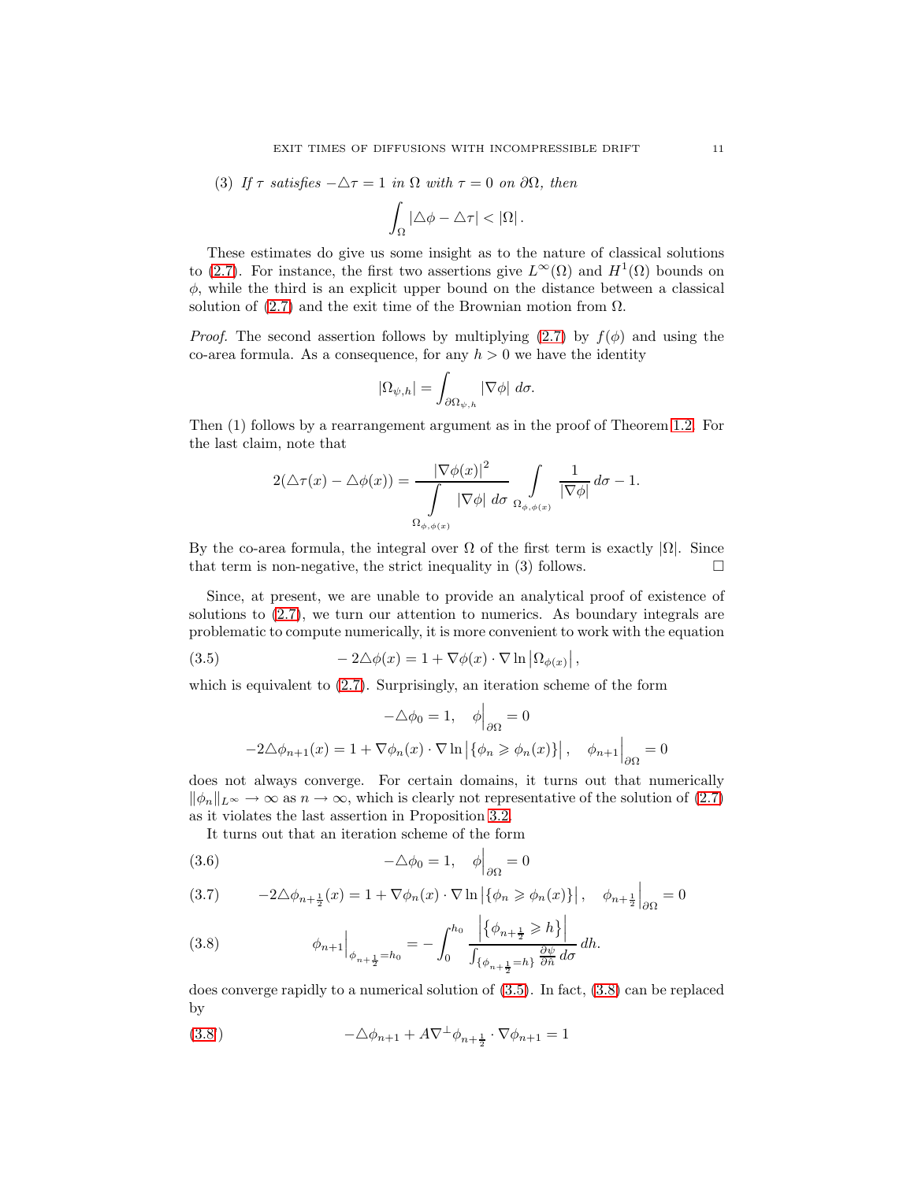(3) *If $\tau$ satisfies $-\triangle\tau = 1$ in $\Omega$ with $\tau = 0$ on $\partial\Omega$, then*

$$\int_\Omega |\triangle\phi - \triangle\tau| < |\Omega|.$$

These estimates do give us some insight as to the nature of classical solutions to (2.7). For instance, the first two assertions give $L^\infty(\Omega)$ and $H^1(\Omega)$ bounds on $\phi$, while the third is an explicit upper bound on the distance between a classical solution of (2.7) and the exit time of the Brownian motion from $\Omega$.

*Proof.* The second assertion follows by multiplying (2.7) by $f(\phi)$ and using the co-area formula. As a consequence, for any $h > 0$ we have the identity

$$|\Omega_{\psi,h}| = \int_{\partial\Omega_{\psi,h}} |\nabla\phi| \, d\sigma.$$

Then (1) follows by a rearrangement argument as in the proof of Theorem 1.2. For the last claim, note that

$$2(\triangle\tau(x) - \triangle\phi(x)) = \frac{|\nabla\phi(x)|^2}{\displaystyle\int_{\Omega_{\phi,\phi(x)}} |\nabla\phi| \, d\sigma} \int_{\Omega_{\phi,\phi(x)}} \frac{1}{|\nabla\phi|} \, d\sigma - 1.$$

By the co-area formula, the integral over $\Omega$ of the first term is exactly $|\Omega|$. Since that term is non-negative, the strict inequality in (3) follows. $\square$

Since, at present, we are unable to provide an analytical proof of existence of solutions to (2.7), we turn our attention to numerics. As boundary integrals are problematic to compute numerically, it is more convenient to work with the equation

$$-2\triangle\phi(x) = 1 + \nabla\phi(x) \cdot \nabla \ln\left|\Omega_{\phi(x)}\right|, \tag{3.5}$$

which is equivalent to (2.7). Surprisingly, an iteration scheme of the form

$$-\triangle\phi_0 = 1, \quad \phi\Big|_{\partial\Omega} = 0$$

$$-2\triangle\phi_{n+1}(x) = 1 + \nabla\phi_n(x) \cdot \nabla \ln\left|\{\phi_n \geqslant \phi_n(x)\}\right|, \quad \phi_{n+1}\Big|_{\partial\Omega} = 0$$

does not always converge. For certain domains, it turns out that numerically $\|\phi_n\|_{L^\infty} \to \infty$ as $n \to \infty$, which is clearly not representative of the solution of (2.7) as it violates the last assertion in Proposition 3.2.

It turns out that an iteration scheme of the form

$$-\triangle\phi_0 = 1, \quad \phi\Big|_{\partial\Omega} = 0 \tag{3.6}$$

$$-2\triangle\phi_{n+\frac{1}{2}}(x) = 1 + \nabla\phi_n(x) \cdot \nabla \ln\left|\{\phi_n \geqslant \phi_n(x)\}\right|, \quad \phi_{n+\frac{1}{2}}\Big|_{\partial\Omega} = 0 \tag{3.7}$$

$$\phi_{n+1}\Big|_{\phi_{n+\frac{1}{2}}=h_0} = -\int_0^{h_0} \frac{\left|\{\phi_{n+\frac{1}{2}} \geqslant h\}\right|}{\int_{\{\phi_{n+\frac{1}{2}}=h\}} \frac{\partial\psi}{\partial\hat{n}} \, d\sigma} \, dh. \tag{3.8}$$

does converge rapidly to a numerical solution of (3.5). In fact, (3.8) can be replaced by

$$-\triangle\phi_{n+1} + A\nabla^\perp\phi_{n+\frac{1}{2}} \cdot \nabla\phi_{n+1} = 1 \tag{3.8'}$$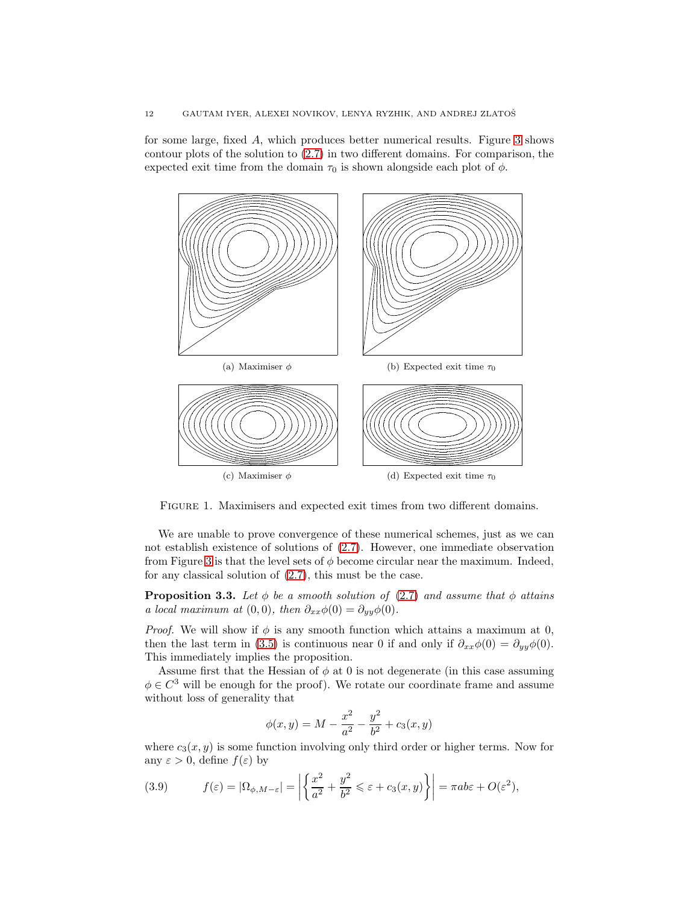for some large, fixed $A$, which produces better numerical results. Figure 3 shows contour plots of the solution to (2.7) in two different domains. For comparison, the expected exit time from the domain $\tau_0$ is shown alongside each plot of $\phi$.

(a) Maximiser $\phi$

(b) Expected exit time $\tau_0$

(c) Maximiser $\phi$

(d) Expected exit time $\tau_0$

Figure 1. Maximisers and expected exit times from two different domains.

We are unable to prove convergence of these numerical schemes, just as we can not establish existence of solutions of (2.7). However, one immediate observation from Figure 3 is that the level sets of $\phi$ become circular near the maximum. Indeed, for any classical solution of (2.7), this must be the case.

**Proposition 3.3.** *Let $\phi$ be a smooth solution of (2.7) and assume that $\phi$ attains a local maximum at $(0, 0)$, then $\partial_{xx}\phi(0) = \partial_{yy}\phi(0)$.*

*Proof.* We will show if $\phi$ is any smooth function which attains a maximum at 0, then the last term in (3.5) is continuous near 0 if and only if $\partial_{xx}\phi(0) = \partial_{yy}\phi(0)$. This immediately implies the proposition.

Assume first that the Hessian of $\phi$ at 0 is not degenerate (in this case assuming $\phi \in C^3$ will be enough for the proof). We rotate our coordinate frame and assume without loss of generality that

$$\phi(x, y) = M - \frac{x^2}{a^2} - \frac{y^2}{b^2} + c_3(x, y)$$

where $c_3(x, y)$ is some function involving only third order or higher terms. Now for any $\varepsilon > 0$, define $f(\varepsilon)$ by

$$f(\varepsilon) = |\Omega_{\phi, M-\varepsilon}| = \left| \left\{ \frac{x^2}{a^2} + \frac{y^2}{b^2} \leqslant \varepsilon + c_3(x, y) \right\} \right| = \pi ab\varepsilon + O(\varepsilon^2), \tag{3.9}$$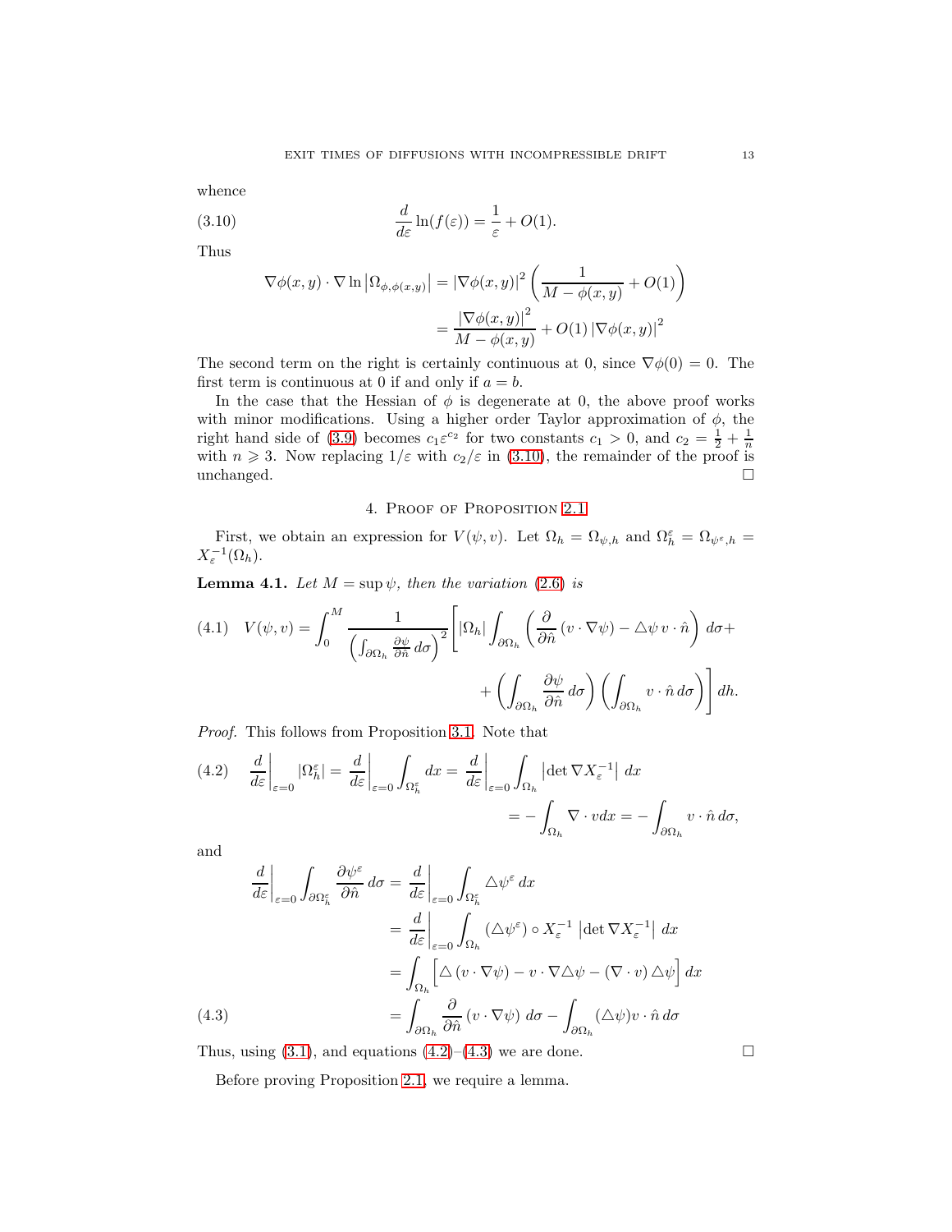whence

$$\frac{d}{d\varepsilon}\ln(f(\varepsilon)) = \frac{1}{\varepsilon} + O(1). \tag{3.10}$$

Thus

$$\begin{aligned}\nabla\phi(x,y)\cdot\nabla\ln\left|\Omega_{\phi,\phi(x,y)}\right| &= \left|\nabla\phi(x,y)\right|^2\left(\frac{1}{M-\phi(x,y)} + O(1)\right)\\ &= \frac{\left|\nabla\phi(x,y)\right|^2}{M-\phi(x,y)} + O(1)\left|\nabla\phi(x,y)\right|^2\end{aligned}$$

The second term on the right is certainly continuous at 0, since $\nabla\phi(0) = 0$. The first term is continuous at 0 if and only if $a = b$.

In the case that the Hessian of $\phi$ is degenerate at 0, the above proof works with minor modifications. Using a higher order Taylor approximation of $\phi$, the right hand side of (3.9) becomes $c_1\varepsilon^{c_2}$ for two constants $c_1 > 0$, and $c_2 = \frac{1}{2} + \frac{1}{n}$ with $n \geqslant 3$. Now replacing $1/\varepsilon$ with $c_2/\varepsilon$ in (3.10), the remainder of the proof is unchanged. □

## 4. Proof of Proposition 2.1

First, we obtain an expression for $V(\psi, v)$. Let $\Omega_h = \Omega_{\psi,h}$ and $\Omega_h^\varepsilon = \Omega_{\psi^\varepsilon,h} = X_\varepsilon^{-1}(\Omega_h)$.

**Lemma 4.1.** *Let $M = \sup\psi$, then the variation (2.6) is*

$$V(\psi,v) = \int_0^M \frac{1}{\left(\int_{\partial\Omega_h}\frac{\partial\psi}{\partial\hat{n}}\,d\sigma\right)^2}\Bigg[|\Omega_h|\int_{\partial\Omega_h}\left(\frac{\partial}{\partial\hat{n}}\left(v\cdot\nabla\psi\right) - \triangle\psi\, v\cdot\hat{n}\right)d\sigma + \left(\int_{\partial\Omega_h}\frac{\partial\psi}{\partial\hat{n}}\,d\sigma\right)\left(\int_{\partial\Omega_h} v\cdot\hat{n}\,d\sigma\right)\Bigg]\,dh. \tag{4.1}$$

*Proof.* This follows from Proposition 3.1. Note that

$$\left.\frac{d}{d\varepsilon}\right|_{\varepsilon=0}|\Omega_h^\varepsilon| = \left.\frac{d}{d\varepsilon}\right|_{\varepsilon=0}\int_{\Omega_h^\varepsilon}dx = \left.\frac{d}{d\varepsilon}\right|_{\varepsilon=0}\int_{\Omega_h}\left|\det\nabla X_\varepsilon^{-1}\right|\,dx = -\int_{\Omega_h}\nabla\cdot v\,dx = -\int_{\partial\Omega_h} v\cdot\hat{n}\,d\sigma, \tag{4.2}$$

and

$$\begin{aligned}\left.\frac{d}{d\varepsilon}\right|_{\varepsilon=0}\int_{\partial\Omega_h^\varepsilon}\frac{\partial\psi^\varepsilon}{\partial\hat{n}}\,d\sigma &= \left.\frac{d}{d\varepsilon}\right|_{\varepsilon=0}\int_{\Omega_h^\varepsilon}\triangle\psi^\varepsilon\,dx\\ &= \left.\frac{d}{d\varepsilon}\right|_{\varepsilon=0}\int_{\Omega_h}(\triangle\psi^\varepsilon)\circ X_\varepsilon^{-1}\left|\det\nabla X_\varepsilon^{-1}\right|\,dx\\ &= \int_{\Omega_h}\Big[\triangle\left(v\cdot\nabla\psi\right) - v\cdot\nabla\triangle\psi - (\nabla\cdot v)\triangle\psi\Big]\,dx\\ &= \int_{\partial\Omega_h}\frac{\partial}{\partial\hat{n}}\left(v\cdot\nabla\psi\right)\,d\sigma - \int_{\partial\Omega_h}(\triangle\psi)v\cdot\hat{n}\,d\sigma\end{aligned} \tag{4.3}$$

Thus, using (3.1), and equations (4.2)–(4.3) we are done. □

Before proving Proposition 2.1, we require a lemma.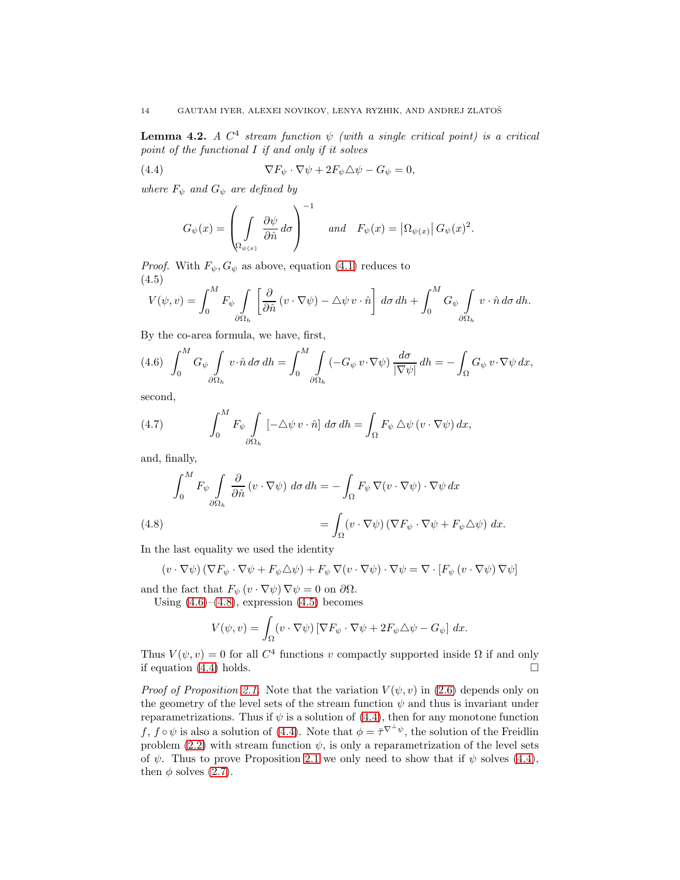**Lemma 4.2.** *A $C^4$ stream function $\psi$ (with a single critical point) is a critical point of the functional $I$ if and only if it solves*

$$\nabla F_\psi \cdot \nabla \psi + 2F_\psi \triangle \psi - G_\psi = 0, \tag{4.4}$$

*where $F_\psi$ and $G_\psi$ are defined by*

$$G_\psi(x) = \left( \int_{\Omega_{\psi(x)}} \frac{\partial \psi}{\partial \hat{n}} \, d\sigma \right)^{-1} \quad \text{and} \quad F_\psi(x) = \left|\Omega_{\psi(x)}\right| G_\psi(x)^2.$$

*Proof.* With $F_\psi, G_\psi$ as above, equation (4.1) reduces to

$$V(\psi, v) = \int_0^M F_\psi \int_{\partial\Omega_h} \left[ \frac{\partial}{\partial \hat{n}} (v \cdot \nabla \psi) - \triangle \psi \, v \cdot \hat{n} \right] d\sigma \, dh + \int_0^M G_\psi \int_{\partial\Omega_h} v \cdot \hat{n} \, d\sigma \, dh. \tag{4.5}$$

By the co-area formula, we have, first,

$$\int_0^M G_\psi \int_{\partial\Omega_h} v \cdot \hat{n} \, d\sigma \, dh = \int_0^M \int_{\partial\Omega_h} (-G_\psi \, v \cdot \nabla \psi) \frac{d\sigma}{|\nabla \psi|} \, dh = -\int_\Omega G_\psi \, v \cdot \nabla \psi \, dx, \tag{4.6}$$

second,

$$\int_0^M F_\psi \int_{\partial\Omega_h} \left[ -\triangle \psi \, v \cdot \hat{n} \right] d\sigma \, dh = \int_\Omega F_\psi \, \triangle \psi \, (v \cdot \nabla \psi) \, dx, \tag{4.7}$$

and, finally,

$$\begin{aligned}
\int_0^M F_\psi \int_{\partial\Omega_h} \frac{\partial}{\partial \hat{n}} (v \cdot \nabla \psi) \, d\sigma \, dh &= -\int_\Omega F_\psi \, \nabla (v \cdot \nabla \psi) \cdot \nabla \psi \, dx \\
&= \int_\Omega (v \cdot \nabla \psi) \left( \nabla F_\psi \cdot \nabla \psi + F_\psi \triangle \psi \right) dx.
\end{aligned} \tag{4.8}$$

In the last equality we used the identity

$$(v \cdot \nabla \psi) \left( \nabla F_\psi \cdot \nabla \psi + F_\psi \triangle \psi \right) + F_\psi \, \nabla (v \cdot \nabla \psi) \cdot \nabla \psi = \nabla \cdot \left[ F_\psi \, (v \cdot \nabla \psi) \, \nabla \psi \right]$$

and the fact that $F_\psi \, (v \cdot \nabla \psi) \, \nabla \psi = 0$ on $\partial\Omega$.

Using (4.6)–(4.8), expression (4.5) becomes

$$V(\psi, v) = \int_\Omega (v \cdot \nabla \psi) \left[ \nabla F_\psi \cdot \nabla \psi + 2F_\psi \triangle \psi - G_\psi \right] dx.$$

Thus $V(\psi, v) = 0$ for all $C^4$ functions $v$ compactly supported inside $\Omega$ if and only if equation (4.4) holds. $\square$

*Proof of Proposition 2.1.* Note that the variation $V(\psi, v)$ in (2.6) depends only on the geometry of the level sets of the stream function $\psi$ and thus is invariant under reparametrizations. Thus if $\psi$ is a solution of (4.4), then for any monotone function $f$, $f \circ \psi$ is also a solution of (4.4). Note that $\phi = \bar{\tau}^{\nabla^\perp \psi}$, the solution of the Freidlin problem (2.2) with stream function $\psi$, is only a reparametrization of the level sets of $\psi$. Thus to prove Proposition 2.1 we only need to show that if $\psi$ solves (4.4), then $\phi$ solves (2.7).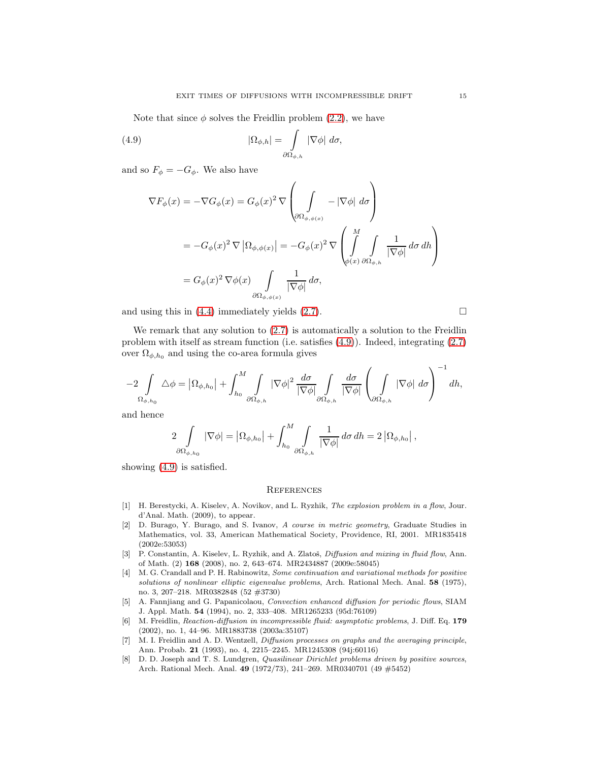Note that since $\phi$ solves the Freidlin problem (2.2), we have

$$|\Omega_{\phi,h}| = \int\limits_{\partial\Omega_{\phi,h}} |\nabla\phi| \; d\sigma, \tag{4.9}$$

and so $F_\phi = -G_\phi$. We also have

$$\begin{aligned}
\nabla F_\phi(x) = -\nabla G_\phi(x) &= G_\phi(x)^2 \, \nabla \left( \int\limits_{\partial\Omega_{\phi,\phi(x)}} - |\nabla\phi| \; d\sigma \right) \\
&= -G_\phi(x)^2 \, \nabla \left|\Omega_{\phi,\phi(x)}\right| = -G_\phi(x)^2 \, \nabla \left( \int\limits_{\phi(x)}^{M} \int\limits_{\partial\Omega_{\phi,h}} \frac{1}{|\nabla\phi|} \, d\sigma \, dh \right) \\
&= G_\phi(x)^2 \, \nabla\phi(x) \int\limits_{\partial\Omega_{\phi,\phi(x)}} \frac{1}{|\nabla\phi|} \, d\sigma,
\end{aligned}$$

and using this in (4.4) immediately yields (2.7). $\square$

We remark that any solution to (2.7) is automatically a solution to the Freidlin problem with itself as stream function (i.e. satisfies (4.9)). Indeed, integrating (2.7) over $\Omega_{\phi,h_0}$ and using the co-area formula gives

$$-2 \int\limits_{\Omega_{\phi,h_0}} \triangle\phi = \left|\Omega_{\phi,h_0}\right| + \int_{h_0}^{M} \int\limits_{\partial\Omega_{\phi,h}} |\nabla\phi|^2 \, \frac{d\sigma}{|\nabla\phi|} \int\limits_{\partial\Omega_{\phi,h}} \frac{d\sigma}{|\nabla\phi|} \left( \int\limits_{\partial\Omega_{\phi,h}} |\nabla\phi| \; d\sigma \right)^{-1} dh,$$

and hence

$$2 \int\limits_{\partial\Omega_{\phi,h_0}} |\nabla\phi| = \left|\Omega_{\phi,h_0}\right| + \int_{h_0}^{M} \int\limits_{\partial\Omega_{\phi,h}} \frac{1}{|\nabla\phi|} \, d\sigma \, dh = 2 \left|\Omega_{\phi,h_0}\right|,$$

showing (4.9) is satisfied.

## References

[1] H. Berestycki, A. Kiselev, A. Novikov, and L. Ryzhik, *The explosion problem in a flow*, Jour. d'Anal. Math. (2009), to appear.

[2] D. Burago, Y. Burago, and S. Ivanov, *A course in metric geometry*, Graduate Studies in Mathematics, vol. 33, American Mathematical Society, Providence, RI, 2001. MR1835418 (2002e:53053)

[3] P. Constantin, A. Kiselev, L. Ryzhik, and A. Zlatoš, *Diffusion and mixing in fluid flow*, Ann. of Math. (2) **168** (2008), no. 2, 643–674. MR2434887 (2009e:58045)

[4] M. G. Crandall and P. H. Rabinowitz, *Some continuation and variational methods for positive solutions of nonlinear elliptic eigenvalue problems*, Arch. Rational Mech. Anal. **58** (1975), no. 3, 207–218. MR0382848 (52 #3730)

[5] A. Fannjiang and G. Papanicolaou, *Convection enhanced diffusion for periodic flows*, SIAM J. Appl. Math. **54** (1994), no. 2, 333–408. MR1265233 (95d:76109)

[6] M. Freidlin, *Reaction-diffusion in incompressible fluid: asymptotic problems*, J. Diff. Eq. **179** (2002), no. 1, 44–96. MR1883738 (2003a:35107)

[7] M. I. Freidlin and A. D. Wentzell, *Diffusion processes on graphs and the averaging principle*, Ann. Probab. **21** (1993), no. 4, 2215–2245. MR1245308 (94j:60116)

[8] D. D. Joseph and T. S. Lundgren, *Quasilinear Dirichlet problems driven by positive sources*, Arch. Rational Mech. Anal. **49** (1972/73), 241–269. MR0340701 (49 #5452)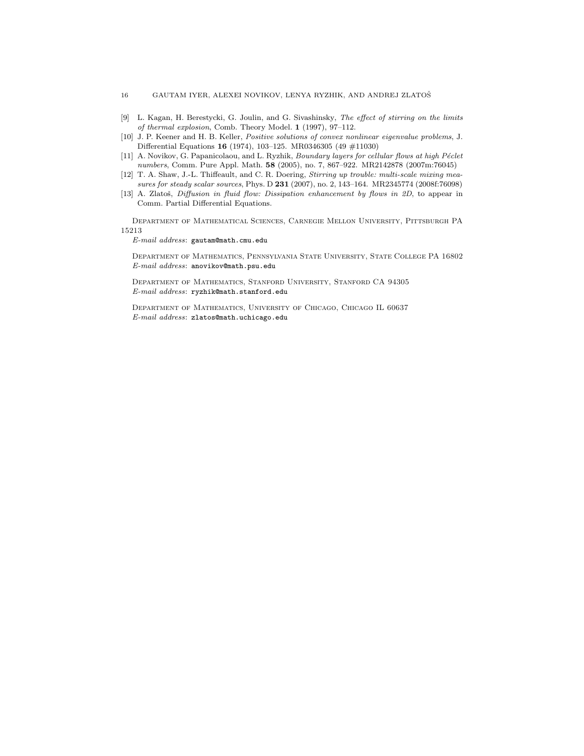[9] L. Kagan, H. Berestycki, G. Joulin, and G. Sivashinsky, *The effect of stirring on the limits of thermal explosion*, Comb. Theory Model. **1** (1997), 97–112.

[10] J. P. Keener and H. B. Keller, *Positive solutions of convex nonlinear eigenvalue problems*, J. Differential Equations **16** (1974), 103–125. MR0346305 (49 #11030)

[11] A. Novikov, G. Papanicolaou, and L. Ryzhik, *Boundary layers for cellular flows at high Péclet numbers*, Comm. Pure Appl. Math. **58** (2005), no. 7, 867–922. MR2142878 (2007m:76045)

[12] T. A. Shaw, J.-L. Thiffeault, and C. R. Doering, *Stirring up trouble: multi-scale mixing measures for steady scalar sources*, Phys. D **231** (2007), no. 2, 143–164. MR2345774 (2008f:76098)

[13] A. Zlatoš, *Diffusion in fluid flow: Dissipation enhancement by flows in 2D*, to appear in Comm. Partial Differential Equations.

Department of Mathematical Sciences, Carnegie Mellon University, Pittsburgh PA 15213

*E-mail address*: gautam@math.cmu.edu

Department of Mathematics, Pennsylvania State University, State College PA 16802

*E-mail address*: anovikov@math.psu.edu

Department of Mathematics, Stanford University, Stanford CA 94305

*E-mail address*: ryzhik@math.stanford.edu

Department of Mathematics, University of Chicago, Chicago IL 60637

*E-mail address*: zlatos@math.uchicago.edu